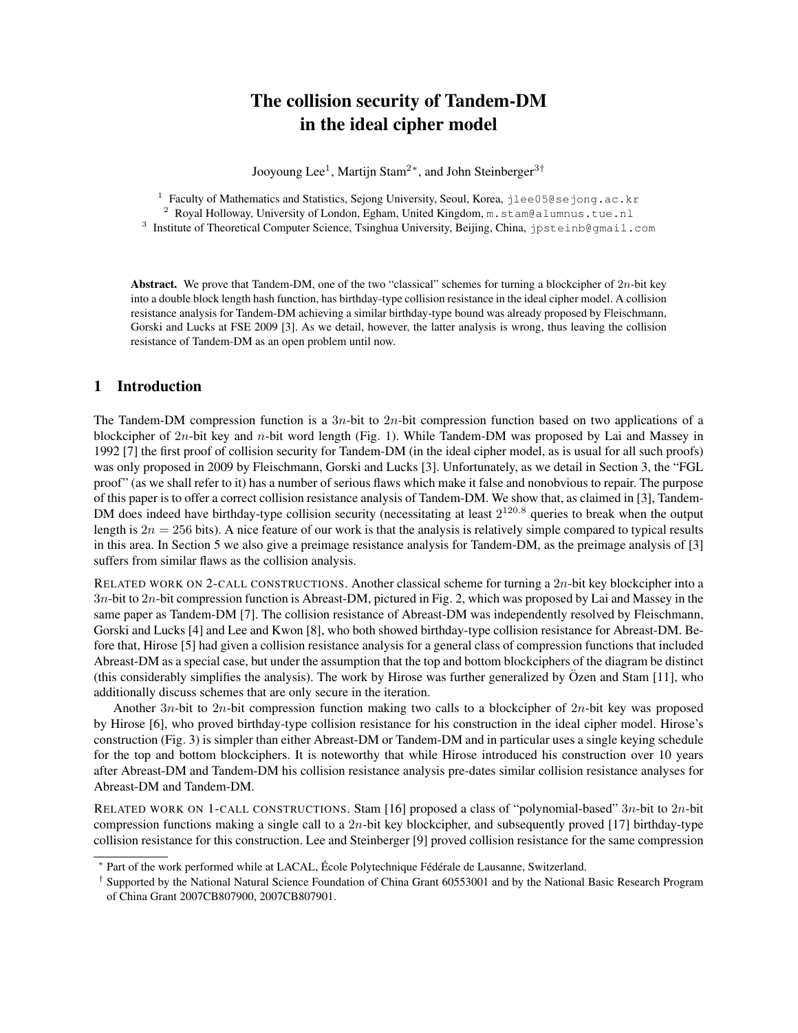# The collision security of Tandem-DM in the ideal cipher model

Jooyoung Lee[1], Martijn Stam[2*], and John Steinberger[3†]

[1] Faculty of Mathematics and Statistics, Sejong University, Seoul, Korea, jlee05@sejong.ac.kr
[2] Royal Holloway, University of London, Egham, United Kingdom, m.stam@alumnus.tue.nl
[3] Institute of Theoretical Computer Science, Tsinghua University, Beijing, China, jpsteinb@gmail.com

**Abstract.** We prove that Tandem-DM, one of the two "classical" schemes for turning a blockcipher of $2n$-bit key into a double block length hash function, has birthday-type collision resistance in the ideal cipher model. A collision resistance analysis for Tandem-DM achieving a similar birthday-type bound was already proposed by Fleischmann, Gorski and Lucks at FSE 2009 [3]. As we detail, however, the latter analysis is wrong, thus leaving the collision resistance of Tandem-DM as an open problem until now.

## 1 Introduction

The Tandem-DM compression function is a $3n$-bit to $2n$-bit compression function based on two applications of a blockcipher of $2n$-bit key and $n$-bit word length (Fig. 1). While Tandem-DM was proposed by Lai and Massey in 1992 [7] the first proof of collision security for Tandem-DM (in the ideal cipher model, as is usual for all such proofs) was only proposed in 2009 by Fleischmann, Gorski and Lucks [3]. Unfortunately, as we detail in Section 3, the "FGL proof" (as we shall refer to it) has a number of serious flaws which make it false and nonobvious to repair. The purpose of this paper is to offer a correct collision resistance analysis of Tandem-DM. We show that, as claimed in [3], Tandem-DM does indeed have birthday-type collision security (necessitating at least $2^{120.8}$ queries to break when the output length is $2n = 256$ bits). A nice feature of our work is that the analysis is relatively simple compared to typical results in this area. In Section 5 we also give a preimage resistance analysis for Tandem-DM, as the preimage analysis of [3] suffers from similar flaws as the collision analysis.

RELATED WORK ON 2-CALL CONSTRUCTIONS. Another classical scheme for turning a $2n$-bit key blockcipher into a $3n$-bit to $2n$-bit compression function is Abreast-DM, pictured in Fig. 2, which was proposed by Lai and Massey in the same paper as Tandem-DM [7]. The collision resistance of Abreast-DM was independently resolved by Fleischmann, Gorski and Lucks [4] and Lee and Kwon [8], who both showed birthday-type collision resistance for Abreast-DM. Before that, Hirose [5] had given a collision resistance analysis for a general class of compression functions that included Abreast-DM as a special case, but under the assumption that the top and bottom blockciphers of the diagram be distinct (this considerably simplifies the analysis). The work by Hirose was further generalized by Özen and Stam [11], who additionally discuss schemes that are only secure in the iteration.

Another $3n$-bit to $2n$-bit compression function making two calls to a blockcipher of $2n$-bit key was proposed by Hirose [6], who proved birthday-type collision resistance for his construction in the ideal cipher model. Hirose's construction (Fig. 3) is simpler than either Abreast-DM or Tandem-DM and in particular uses a single keying schedule for the top and bottom blockciphers. It is noteworthy that while Hirose introduced his construction over 10 years after Abreast-DM and Tandem-DM his collision resistance analysis pre-dates similar collision resistance analyses for Abreast-DM and Tandem-DM.

RELATED WORK ON 1-CALL CONSTRUCTIONS. Stam [16] proposed a class of "polynomial-based" $3n$-bit to $2n$-bit compression functions making a single call to a $2n$-bit key blockcipher, and subsequently proved [17] birthday-type collision resistance for this construction. Lee and Steinberger [9] proved collision resistance for the same compression

* Part of the work performed while at LACAL, École Polytechnique Fédérale de Lausanne, Switzerland.

† Supported by the National Natural Science Foundation of China Grant 60553001 and by the National Basic Research Program of China Grant 2007CB807900, 2007CB807901.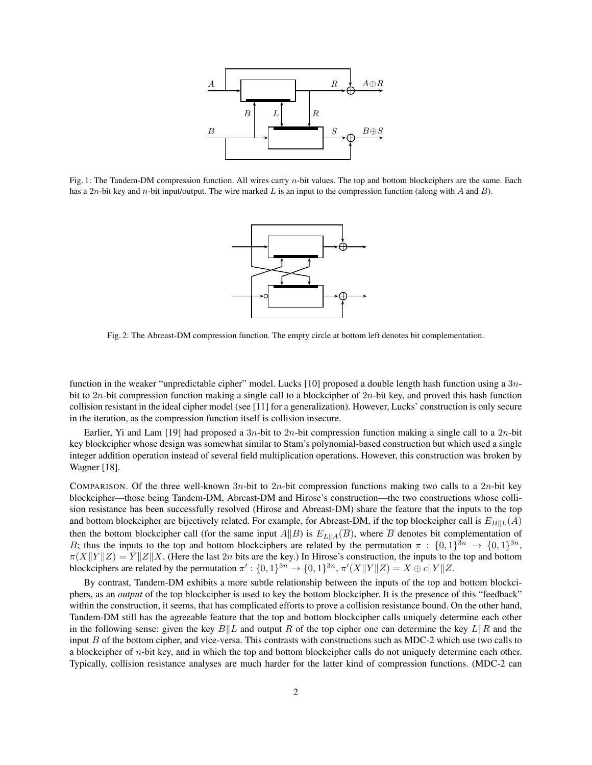Fig. 1: The Tandem-DM compression function. All wires carry $n$-bit values. The top and bottom blockciphers are the same. Each has a $2n$-bit key and $n$-bit input/output. The wire marked $L$ is an input to the compression function (along with $A$ and $B$).

Fig. 2: The Abreast-DM compression function. The empty circle at bottom left denotes bit complementation.

function in the weaker "unpredictable cipher" model. Lucks [10] proposed a double length hash function using a $3n$-bit to $2n$-bit compression function making a single call to a blockcipher of $2n$-bit key, and proved this hash function collision resistant in the ideal cipher model (see [11] for a generalization). However, Lucks' construction is only secure in the iteration, as the compression function itself is collision insecure.

Earlier, Yi and Lam [19] had proposed a $3n$-bit to $2n$-bit compression function making a single call to a $2n$-bit key blockcipher whose design was somewhat similar to Stam's polynomial-based construction but which used a single integer addition operation instead of several field multiplication operations. However, this construction was broken by Wagner [18].

COMPARISON. Of the three well-known $3n$-bit to $2n$-bit compression functions making two calls to a $2n$-bit key blockcipher—those being Tandem-DM, Abreast-DM and Hirose's construction—the two constructions whose collision resistance has been successfully resolved (Hirose and Abreast-DM) share the feature that the inputs to the top and bottom blockcipher are bijectively related. For example, for Abreast-DM, if the top blockcipher call is $E_{B\|L}(A)$ then the bottom blockcipher call (for the same input $A\|B$) is $E_{L\|A}(\overline{B})$, where $\overline{B}$ denotes bit complementation of $B$; thus the inputs to the top and bottom blockciphers are related by the permutation $\pi : \{0,1\}^{3n} \to \{0,1\}^{3n}$, $\pi(X\|Y\|Z) = \overline{Y}\|Z\|X$. (Here the last $2n$ bits are the key.) In Hirose's construction, the inputs to the top and bottom blockciphers are related by the permutation $\pi' : \{0,1\}^{3n} \to \{0,1\}^{3n}$, $\pi'(X\|Y\|Z) = X \oplus c\|Y\|Z$.

By contrast, Tandem-DM exhibits a more subtle relationship between the inputs of the top and bottom blockciphers, as an *output* of the top blockcipher is used to key the bottom blockcipher. It is the presence of this "feedback" within the construction, it seems, that has complicated efforts to prove a collision resistance bound. On the other hand, Tandem-DM still has the agreeable feature that the top and bottom blockcipher calls uniquely determine each other in the following sense: given the key $B\|L$ and output $R$ of the top cipher one can determine the key $L\|R$ and the input $B$ of the bottom cipher, and vice-versa. This contrasts with constructions such as MDC-2 which use two calls to a blockcipher of $n$-bit key, and in which the top and bottom blockcipher calls do not uniquely determine each other. Typically, collision resistance analyses are much harder for the latter kind of compression functions. (MDC-2 can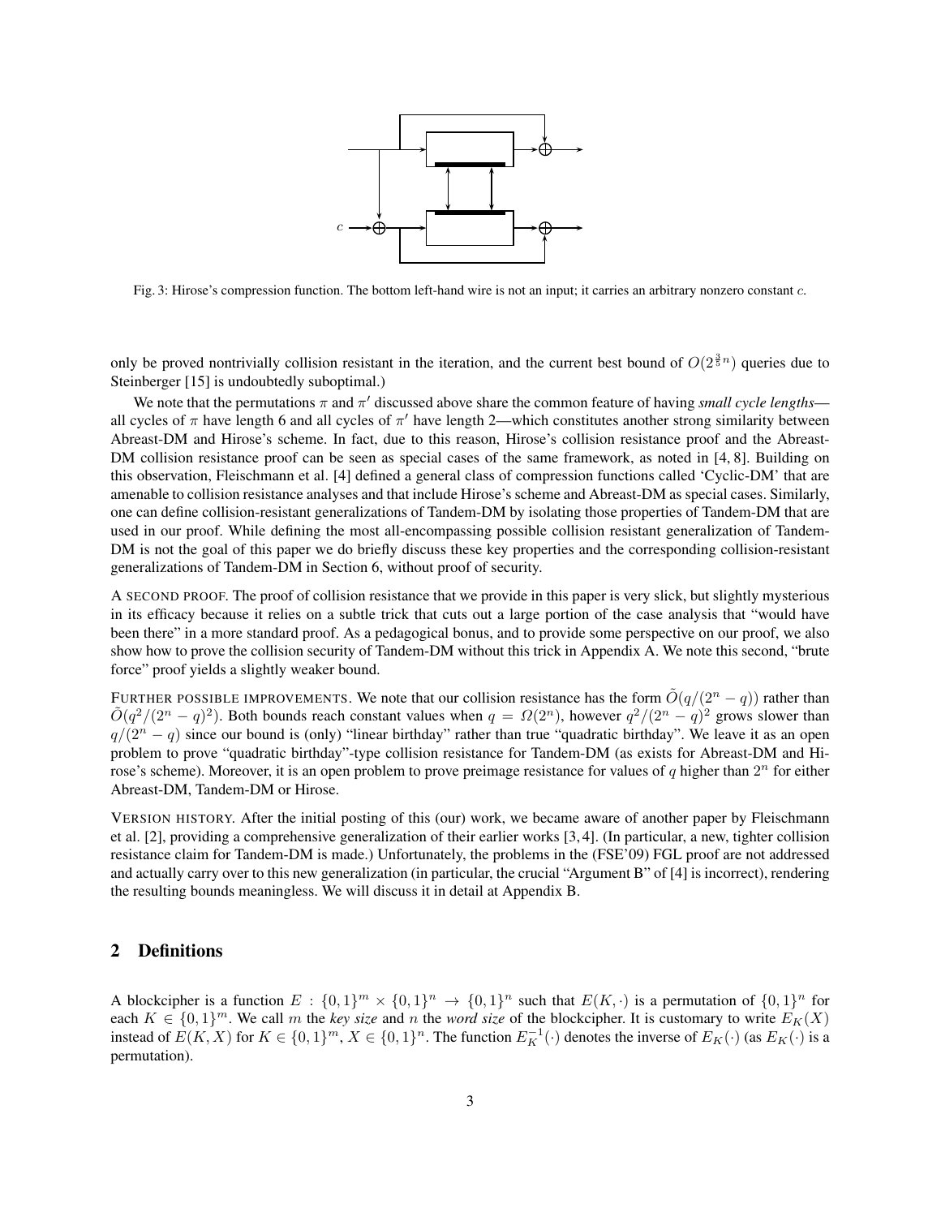Fig. 3: Hirose's compression function. The bottom left-hand wire is not an input; it carries an arbitrary nonzero constant $c$.

only be proved nontrivially collision resistant in the iteration, and the current best bound of $O(2^{\frac{3}{5}n})$ queries due to Steinberger [15] is undoubtedly suboptimal.)

We note that the permutations $\pi$ and $\pi'$ discussed above share the common feature of having *small cycle lengths*—all cycles of $\pi$ have length 6 and all cycles of $\pi'$ have length 2—which constitutes another strong similarity between Abreast-DM and Hirose's scheme. In fact, due to this reason, Hirose's collision resistance proof and the Abreast-DM collision resistance proof can be seen as special cases of the same framework, as noted in [4, 8]. Building on this observation, Fleischmann et al. [4] defined a general class of compression functions called 'Cyclic-DM' that are amenable to collision resistance analyses and that include Hirose's scheme and Abreast-DM as special cases. Similarly, one can define collision-resistant generalizations of Tandem-DM by isolating those properties of Tandem-DM that are used in our proof. While defining the most all-encompassing possible collision resistant generalization of Tandem-DM is not the goal of this paper we do briefly discuss these key properties and the corresponding collision-resistant generalizations of Tandem-DM in Section 6, without proof of security.

A SECOND PROOF. The proof of collision resistance that we provide in this paper is very slick, but slightly mysterious in its efficacy because it relies on a subtle trick that cuts out a large portion of the case analysis that "would have been there" in a more standard proof. As a pedagogical bonus, and to provide some perspective on our proof, we also show how to prove the collision security of Tandem-DM without this trick in Appendix A. We note this second, "brute force" proof yields a slightly weaker bound.

FURTHER POSSIBLE IMPROVEMENTS. We note that our collision resistance has the form $\tilde{O}(q/(2^n - q))$ rather than $\tilde{O}(q^2/(2^n - q)^2)$. Both bounds reach constant values when $q = \Omega(2^n)$, however $q^2/(2^n - q)^2$ grows slower than $q/(2^n - q)$ since our bound is (only) "linear birthday" rather than true "quadratic birthday". We leave it as an open problem to prove "quadratic birthday"-type collision resistance for Tandem-DM (as exists for Abreast-DM and Hirose's scheme). Moreover, it is an open problem to prove preimage resistance for values of $q$ higher than $2^n$ for either Abreast-DM, Tandem-DM or Hirose.

VERSION HISTORY. After the initial posting of this (our) work, we became aware of another paper by Fleischmann et al. [2], providing a comprehensive generalization of their earlier works [3, 4]. (In particular, a new, tighter collision resistance claim for Tandem-DM is made.) Unfortunately, the problems in the (FSE'09) FGL proof are not addressed and actually carry over to this new generalization (in particular, the crucial "Argument B" of [4] is incorrect), rendering the resulting bounds meaningless. We will discuss it in detail at Appendix B.

## 2 Definitions

A blockcipher is a function $E : \{0,1\}^m \times \{0,1\}^n \to \{0,1\}^n$ such that $E(K, \cdot)$ is a permutation of $\{0,1\}^n$ for each $K \in \{0,1\}^m$. We call $m$ the *key size* and $n$ the *word size* of the blockcipher. It is customary to write $E_K(X)$ instead of $E(K, X)$ for $K \in \{0,1\}^m$, $X \in \{0,1\}^n$. The function $E_K^{-1}(\cdot)$ denotes the inverse of $E_K(\cdot)$ (as $E_K(\cdot)$ is a permutation).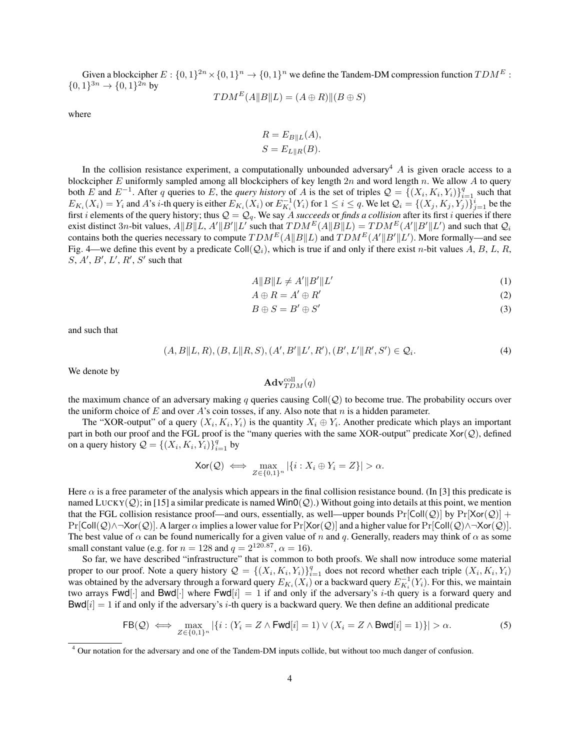Given a blockcipher $E : \{0,1\}^{2n} \times \{0,1\}^n \to \{0,1\}^n$ we define the Tandem-DM compression function $TDM^E : \{0,1\}^{3n} \to \{0,1\}^{2n}$ by

$$TDM^E(A\|B\|L) = (A \oplus R)\|(B \oplus S)$$

where

$$R = E_{B\|L}(A),$$
$$S = E_{L\|R}(B).$$

In the collision resistance experiment, a computationally unbounded adversary[4] $A$ is given oracle access to a blockcipher $E$ uniformly sampled among all blockciphers of key length $2n$ and word length $n$. We allow $A$ to query both $E$ and $E^{-1}$. After $q$ queries to $E$, the *query history* of $A$ is the set of triples $\mathcal{Q} = \{(X_i, K_i, Y_i)\}_{i=1}^q$ such that $E_{K_i}(X_i) = Y_i$ and $A$'s $i$-th query is either $E_{K_i}(X_i)$ or $E_{K_i}^{-1}(Y_i)$ for $1 \le i \le q$. We let $\mathcal{Q}_i = \{(X_j, K_j, Y_j)\}_{j=1}^i$ be the first $i$ elements of the query history; thus $\mathcal{Q} = \mathcal{Q}_q$. We say $A$ *succeeds* or *finds a collision* after its first $i$ queries if there exist distinct $3n$-bit values, $A\|B\|L$, $A'\|B'\|L'$ such that $TDM^E(A\|B\|L) = TDM^E(A'\|B'\|L')$ and such that $\mathcal{Q}_i$ contains both the queries necessary to compute $TDM^E(A\|B\|L)$ and $TDM^E(A'\|B'\|L')$. More formally—and see Fig. 4—we define this event by a predicate $\mathsf{Coll}(\mathcal{Q}_i)$, which is true if and only if there exist $n$-bit values $A$, $B$, $L$, $R$, $S$, $A'$, $B'$, $L'$, $R'$, $S'$ such that

$$A\|B\|L \neq A'\|B'\|L' \tag{1}$$
$$A \oplus R = A' \oplus R' \tag{2}$$
$$B \oplus S = B' \oplus S' \tag{3}$$

and such that

$$(A, B\|L, R), (B, L\|R, S), (A', B'\|L', R'), (B', L'\|R', S') \in \mathcal{Q}_i. \tag{4}$$

We denote by

$$\mathbf{Adv}_{TDM}^{\text{coll}}(q)$$

the maximum chance of an adversary making $q$ queries causing $\mathsf{Coll}(\mathcal{Q})$ to become true. The probability occurs over the uniform choice of $E$ and over $A$'s coin tosses, if any. Also note that $n$ is a hidden parameter.

The "XOR-output" of a query $(X_i, K_i, Y_i)$ is the quantity $X_i \oplus Y_i$. Another predicate which plays an important part in both our proof and the FGL proof is the "many queries with the same XOR-output" predicate $\mathsf{Xor}(\mathcal{Q})$, defined on a query history $\mathcal{Q} = \{(X_i, K_i, Y_i)\}_{i=1}^q$ by

$$\mathsf{Xor}(\mathcal{Q}) \iff \max_{Z \in \{0,1\}^n} |\{i : X_i \oplus Y_i = Z\}| > \alpha.$$

Here $\alpha$ is a free parameter of the analysis which appears in the final collision resistance bound. (In [3] this predicate is named $\text{Lucky}(\mathcal{Q})$; in [15] a similar predicate is named $\mathsf{Win0}(\mathcal{Q})$.) Without going into details at this point, we mention that the FGL collision resistance proof—and ours, essentially, as well—upper bounds $\Pr[\mathsf{Coll}(\mathcal{Q})]$ by $\Pr[\mathsf{Xor}(\mathcal{Q})] + \Pr[\mathsf{Coll}(\mathcal{Q}) \wedge \neg\mathsf{Xor}(\mathcal{Q})]$. A larger $\alpha$ implies a lower value for $\Pr[\mathsf{Xor}(\mathcal{Q})]$ and a higher value for $\Pr[\mathsf{Coll}(\mathcal{Q}) \wedge \neg\mathsf{Xor}(\mathcal{Q})]$. The best value of $\alpha$ can be found numerically for a given value of $n$ and $q$. Generally, readers may think of $\alpha$ as some small constant value (e.g. for $n = 128$ and $q = 2^{120.87}$, $\alpha = 16$).

So far, we have described "infrastructure" that is common to both proofs. We shall now introduce some material proper to our proof. Note a query history $\mathcal{Q} = \{(X_i, K_i, Y_i)\}_{i=1}^q$ does not record whether each triple $(X_i, K_i, Y_i)$ was obtained by the adversary through a forward query $E_{K_i}(X_i)$ or a backward query $E_{K_i}^{-1}(Y_i)$. For this, we maintain two arrays $\mathsf{Fwd}[\cdot]$ and $\mathsf{Bwd}[\cdot]$ where $\mathsf{Fwd}[i] = 1$ if and only if the adversary's $i$-th query is a forward query and $\mathsf{Bwd}[i] = 1$ if and only if the adversary's $i$-th query is a backward query. We then define an additional predicate

$$\mathsf{FB}(\mathcal{Q}) \iff \max_{Z \in \{0,1\}^n} |\{i : (Y_i = Z \wedge \mathsf{Fwd}[i] = 1) \vee (X_i = Z \wedge \mathsf{Bwd}[i] = 1)\}| > \alpha. \tag{5}$$

[4] Our notation for the adversary and one of the Tandem-DM inputs collide, but without too much danger of confusion.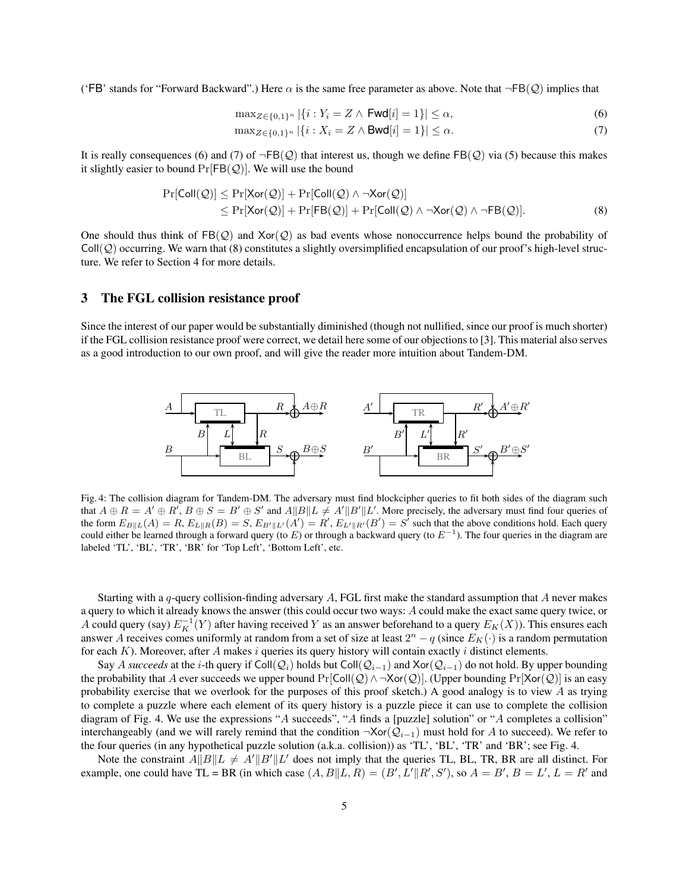('FB' stands for "Forward Backward".) Here $\alpha$ is the same free parameter as above. Note that $\neg\mathsf{FB}(\mathcal{Q})$ implies that

$$\max_{Z\in\{0,1\}^n} |\{i : Y_i = Z \wedge \mathsf{Fwd}[i] = 1\}| \le \alpha, \tag{6}$$

$$\max_{Z\in\{0,1\}^n} |\{i : X_i = Z \wedge \mathsf{Bwd}[i] = 1\}| \le \alpha. \tag{7}$$

It is really consequences (6) and (7) of $\neg\mathsf{FB}(\mathcal{Q})$ that interest us, though we define $\mathsf{FB}(\mathcal{Q})$ via (5) because this makes it slightly easier to bound $\Pr[\mathsf{FB}(\mathcal{Q})]$. We will use the bound

$$\begin{aligned}\Pr[\mathsf{Coll}(\mathcal{Q})] &\le \Pr[\mathsf{Xor}(\mathcal{Q})] + \Pr[\mathsf{Coll}(\mathcal{Q}) \wedge \neg\mathsf{Xor}(\mathcal{Q})] \\ &\le \Pr[\mathsf{Xor}(\mathcal{Q})] + \Pr[\mathsf{FB}(\mathcal{Q})] + \Pr[\mathsf{Coll}(\mathcal{Q}) \wedge \neg\mathsf{Xor}(\mathcal{Q}) \wedge \neg\mathsf{FB}(\mathcal{Q})].\end{aligned} \tag{8}$$

One should thus think of $\mathsf{FB}(\mathcal{Q})$ and $\mathsf{Xor}(\mathcal{Q})$ as bad events whose nonoccurrence helps bound the probability of $\mathsf{Coll}(\mathcal{Q})$ occurring. We warn that (8) constitutes a slightly oversimplified encapsulation of our proof's high-level structure. We refer to Section 4 for more details.

## 3 The FGL collision resistance proof

Since the interest of our paper would be substantially diminished (though not nullified, since our proof is much shorter) if the FGL collision resistance proof were correct, we detail here some of our objections to [3]. This material also serves as a good introduction to our own proof, and will give the reader more intuition about Tandem-DM.

Fig. 4: The collision diagram for Tandem-DM. The adversary must find blockcipher queries to fit both sides of the diagram such that $A \oplus R = A' \oplus R'$, $B \oplus S = B' \oplus S'$ and $A\|B\|L \neq A'\|B'\|L'$. More precisely, the adversary must find four queries of the form $E_{B\|L}(A) = R$, $E_{L\|R}(B) = S$, $E_{B'\|L'}(A') = R'$, $E_{L'\|R'}(B') = S'$ such that the above conditions hold. Each query could either be learned through a forward query (to $E$) or through a backward query (to $E^{-1}$). The four queries in the diagram are labeled 'TL', 'BL', 'TR', 'BR' for 'Top Left', 'Bottom Left', etc.

Starting with a $q$-query collision-finding adversary $A$, FGL first make the standard assumption that $A$ never makes a query to which it already knows the answer (this could occur two ways: $A$ could make the exact same query twice, or $A$ could query (say) $E_K^{-1}(Y)$ after having received $Y$ as an answer beforehand to a query $E_K(X)$). This ensures each answer $A$ receives comes uniformly at random from a set of size at least $2^n - q$ (since $E_K(\cdot)$ is a random permutation for each $K$). Moreover, after $A$ makes $i$ queries its query history will contain exactly $i$ distinct elements.

Say $A$ *succeeds* at the $i$-th query if $\mathsf{Coll}(\mathcal{Q}_i)$ holds but $\mathsf{Coll}(\mathcal{Q}_{i-1})$ and $\mathsf{Xor}(\mathcal{Q}_{i-1})$ do not hold. By upper bounding the probability that $A$ ever succeeds we upper bound $\Pr[\mathsf{Coll}(\mathcal{Q}) \wedge \neg\mathsf{Xor}(\mathcal{Q})]$. (Upper bounding $\Pr[\mathsf{Xor}(\mathcal{Q})]$ is an easy probability exercise that we overlook for the purposes of this proof sketch.) A good analogy is to view $A$ as trying to complete a puzzle where each element of its query history is a puzzle piece it can use to complete the collision diagram of Fig. 4. We use the expressions "$A$ succeeds", "$A$ finds a [puzzle] solution" or "$A$ completes a collision" interchangeably (and we will rarely remind that the condition $\neg\mathsf{Xor}(\mathcal{Q}_{i-1})$ must hold for $A$ to succeed). We refer to the four queries (in any hypothetical puzzle solution (a.k.a. collision)) as 'TL', 'BL', 'TR' and 'BR'; see Fig. 4.

Note the constraint $A\|B\|L \neq A'\|B'\|L'$ does not imply that the queries TL, BL, TR, BR are all distinct. For example, one could have TL = BR (in which case $(A, B\|L, R) = (B', L'\|R', S')$, so $A = B'$, $B = L'$, $L = R'$ and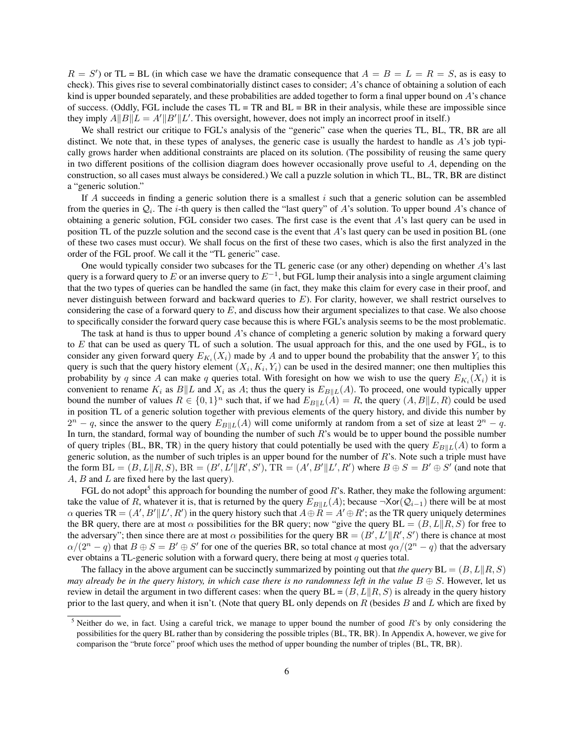$R = S'$) or TL = BL (in which case we have the dramatic consequence that $A = B = L = R = S$, as is easy to check). This gives rise to several combinatorially distinct cases to consider; $A$'s chance of obtaining a solution of each kind is upper bounded separately, and these probabilities are added together to form a final upper bound on $A$'s chance of success. (Oddly, FGL include the cases TL = TR and BL = BR in their analysis, while these are impossible since they imply $A\|B\|L = A'\|B'\|L'$. This oversight, however, does not imply an incorrect proof in itself.)

We shall restrict our critique to FGL's analysis of the "generic" case when the queries TL, BL, TR, BR are all distinct. We note that, in these types of analyses, the generic case is usually the hardest to handle as $A$'s job typically grows harder when additional constraints are placed on its solution. (The possibility of reusing the same query in two different positions of the collision diagram does however occasionally prove useful to $A$, depending on the construction, so all cases must always be considered.) We call a puzzle solution in which TL, BL, TR, BR are distinct a "generic solution."

If $A$ succeeds in finding a generic solution there is a smallest $i$ such that a generic solution can be assembled from the queries in $\mathcal{Q}_i$. The $i$-th query is then called the "last query" of $A$'s solution. To upper bound $A$'s chance of obtaining a generic solution, FGL consider two cases. The first case is the event that $A$'s last query can be used in position TL of the puzzle solution and the second case is the event that $A$'s last query can be used in position BL (one of these two cases must occur). We shall focus on the first of these two cases, which is also the first analyzed in the order of the FGL proof. We call it the "TL generic" case.

One would typically consider two subcases for the TL generic case (or any other) depending on whether $A$'s last query is a forward query to $E$ or an inverse query to $E^{-1}$, but FGL lump their analysis into a single argument claiming that the two types of queries can be handled the same (in fact, they make this claim for every case in their proof, and never distinguish between forward and backward queries to $E$). For clarity, however, we shall restrict ourselves to considering the case of a forward query to $E$, and discuss how their argument specializes to that case. We also choose to specifically consider the forward query case because this is where FGL's analysis seems to be the most problematic.

The task at hand is thus to upper bound $A$'s chance of completing a generic solution by making a forward query to $E$ that can be used as query TL of such a solution. The usual approach for this, and the one used by FGL, is to consider any given forward query $E_{K_i}(X_i)$ made by $A$ and to upper bound the probability that the answer $Y_i$ to this query is such that the query history element $(X_i, K_i, Y_i)$ can be used in the desired manner; one then multiplies this probability by $q$ since $A$ can make $q$ queries total. With foresight on how we wish to use the query $E_{K_i}(X_i)$ it is convenient to rename $K_i$ as $B\|L$ and $X_i$ as $A$; thus the query is $E_{B\|L}(A)$. To proceed, one would typically upper bound the number of values $R \in \{0,1\}^n$ such that, if we had $E_{B\|L}(A) = R$, the query $(A, B\|L, R)$ could be used in position TL of a generic solution together with previous elements of the query history, and divide this number by $2^n - q$, since the answer to the query $E_{B\|L}(A)$ will come uniformly at random from a set of size at least $2^n - q$. In turn, the standard, formal way of bounding the number of such $R$'s would be to upper bound the possible number of query triples (BL, BR, TR) in the query history that could potentially be used with the query $E_{B\|L}(A)$ to form a generic solution, as the number of such triples is an upper bound for the number of $R$'s. Note such a triple must have the form $\mathrm{BL} = (B, L\|R, S)$, $\mathrm{BR} = (B', L'\|R', S')$, $\mathrm{TR} = (A', B'\|L', R')$ where $B \oplus S = B' \oplus S'$ (and note that $A$, $B$ and $L$ are fixed here by the last query).

FGL do not adopt[5] this approach for bounding the number of good $R$'s. Rather, they make the following argument: take the value of $R$, whatever it is, that is returned by the query $E_{B\|L}(A)$; because $\neg\mathsf{Xor}(\mathcal{Q}_{i-1})$ there will be at most $\alpha$ queries $\mathrm{TR} = (A', B'\|L', R')$ in the query history such that $A \oplus R = A' \oplus R'$; as the TR query uniquely determines the BR query, there are at most $\alpha$ possibilities for the BR query; now "give the query $\mathrm{BL} = (B, L\|R, S)$ for free to the adversary"; then since there are at most $\alpha$ possibilities for the query $\mathrm{BR} = (B', L'\|R', S')$ there is chance at most $\alpha/(2^n - q)$ that $B \oplus S = B' \oplus S'$ for one of the queries BR, so total chance at most $q\alpha/(2^n - q)$ that the adversary ever obtains a TL-generic solution with a forward query, there being at most $q$ queries total.

The fallacy in the above argument can be succinctly summarized by pointing out that *the query* $\mathrm{BL} = (B, L\|R, S)$ *may already be in the query history, in which case there is no randomness left in the value* $B \oplus S$. However, let us review in detail the argument in two different cases: when the query BL = $(B, L\|R, S)$ is already in the query history prior to the last query, and when it isn't. (Note that query BL only depends on $R$ (besides $B$ and $L$ which are fixed by

[5] Neither do we, in fact. Using a careful trick, we manage to upper bound the number of good $R$'s by only considering the possibilities for the query BL rather than by considering the possible triples (BL, TR, BR). In Appendix A, however, we give for comparison the "brute force" proof which uses the method of upper bounding the number of triples (BL, TR, BR).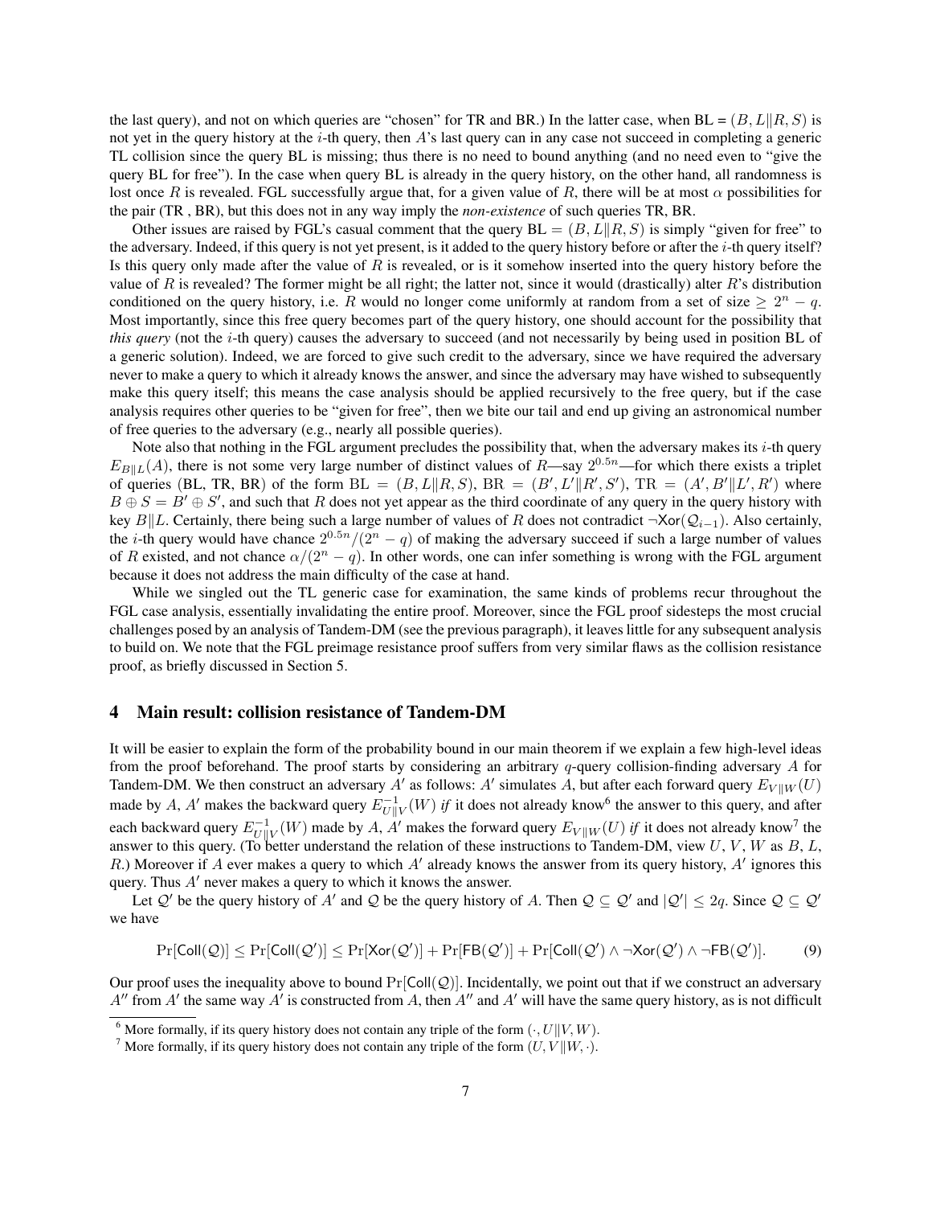the last query), and not on which queries are "chosen" for TR and BR.) In the latter case, when BL = $(B, L\|R, S)$ is not yet in the query history at the $i$-th query, then $A$'s last query can in any case not succeed in completing a generic TL collision since the query BL is missing; thus there is no need to bound anything (and no need even to "give the query BL for free"). In the case when query BL is already in the query history, on the other hand, all randomness is lost once $R$ is revealed. FGL successfully argue that, for a given value of $R$, there will be at most $\alpha$ possibilities for the pair (TR , BR), but this does not in any way imply the *non-existence* of such queries TR, BR.

Other issues are raised by FGL's casual comment that the query $\text{BL} = (B, L\|R, S)$ is simply "given for free" to the adversary. Indeed, if this query is not yet present, is it added to the query history before or after the $i$-th query itself? Is this query only made after the value of $R$ is revealed, or is it somehow inserted into the query history before the value of $R$ is revealed? The former might be all right; the latter not, since it would (drastically) alter $R$'s distribution conditioned on the query history, i.e. $R$ would no longer come uniformly at random from a set of size $\geq 2^n - q$. Most importantly, since this free query becomes part of the query history, one should account for the possibility that *this query* (not the $i$-th query) causes the adversary to succeed (and not necessarily by being used in position BL of a generic solution). Indeed, we are forced to give such credit to the adversary, since we have required the adversary never to make a query to which it already knows the answer, and since the adversary may have wished to subsequently make this query itself; this means the case analysis should be applied recursively to the free query, but if the case analysis requires other queries to be "given for free", then we bite our tail and end up giving an astronomical number of free queries to the adversary (e.g., nearly all possible queries).

Note also that nothing in the FGL argument precludes the possibility that, when the adversary makes its $i$-th query $E_{B\|L}(A)$, there is not some very large number of distinct values of $R$—say $2^{0.5n}$—for which there exists a triplet of queries (BL, TR, BR) of the form $\text{BL} = (B, L\|R, S)$, $\text{BR} = (B', L'\|R', S')$, $\text{TR} = (A', B'\|L', R')$ where $B \oplus S = B' \oplus S'$, and such that $R$ does not yet appear as the third coordinate of any query in the query history with key $B\|L$. Certainly, there being such a large number of values of $R$ does not contradict $\neg\mathsf{Xor}(\mathcal{Q}_{i-1})$. Also certainly, the $i$-th query would have chance $2^{0.5n}/(2^n - q)$ of making the adversary succeed if such a large number of values of $R$ existed, and not chance $\alpha/(2^n - q)$. In other words, one can infer something is wrong with the FGL argument because it does not address the main difficulty of the case at hand.

While we singled out the TL generic case for examination, the same kinds of problems recur throughout the FGL case analysis, essentially invalidating the entire proof. Moreover, since the FGL proof sidesteps the most crucial challenges posed by an analysis of Tandem-DM (see the previous paragraph), it leaves little for any subsequent analysis to build on. We note that the FGL preimage resistance proof suffers from very similar flaws as the collision resistance proof, as briefly discussed in Section 5.

## 4 Main result: collision resistance of Tandem-DM

It will be easier to explain the form of the probability bound in our main theorem if we explain a few high-level ideas from the proof beforehand. The proof starts by considering an arbitrary $q$-query collision-finding adversary $A$ for Tandem-DM. We then construct an adversary $A'$ as follows: $A'$ simulates $A$, but after each forward query $E_{V\|W}(U)$ made by $A$, $A'$ makes the backward query $E^{-1}_{U\|V}(W)$ *if* it does not already know[6] the answer to this query, and after each backward query $E^{-1}_{U\|V}(W)$ made by $A$, $A'$ makes the forward query $E_{V\|W}(U)$ *if* it does not already know[7] the answer to this query. (To better understand the relation of these instructions to Tandem-DM, view $U$, $V$, $W$ as $B$, $L$, $R$.) Moreover if $A$ ever makes a query to which $A'$ already knows the answer from its query history, $A'$ ignores this query. Thus $A'$ never makes a query to which it knows the answer.

Let $\mathcal{Q}'$ be the query history of $A'$ and $\mathcal{Q}$ be the query history of $A$. Then $\mathcal{Q} \subseteq \mathcal{Q}'$ and $|\mathcal{Q}'| \leq 2q$. Since $\mathcal{Q} \subseteq \mathcal{Q}'$ we have

$$\Pr[\mathsf{Coll}(\mathcal{Q})] \leq \Pr[\mathsf{Coll}(\mathcal{Q}')] \leq \Pr[\mathsf{Xor}(\mathcal{Q}')] + \Pr[\mathsf{FB}(\mathcal{Q}')] + \Pr[\mathsf{Coll}(\mathcal{Q}') \wedge \neg\mathsf{Xor}(\mathcal{Q}') \wedge \neg\mathsf{FB}(\mathcal{Q}')]. \quad (9)$$

Our proof uses the inequality above to bound $\Pr[\mathsf{Coll}(\mathcal{Q})]$. Incidentally, we point out that if we construct an adversary $A''$ from $A'$ the same way $A'$ is constructed from $A$, then $A''$ and $A'$ will have the same query history, as is not difficult

[6] More formally, if its query history does not contain any triple of the form $(\cdot, U\|V, W)$.

[7] More formally, if its query history does not contain any triple of the form $(U, V\|W, \cdot)$.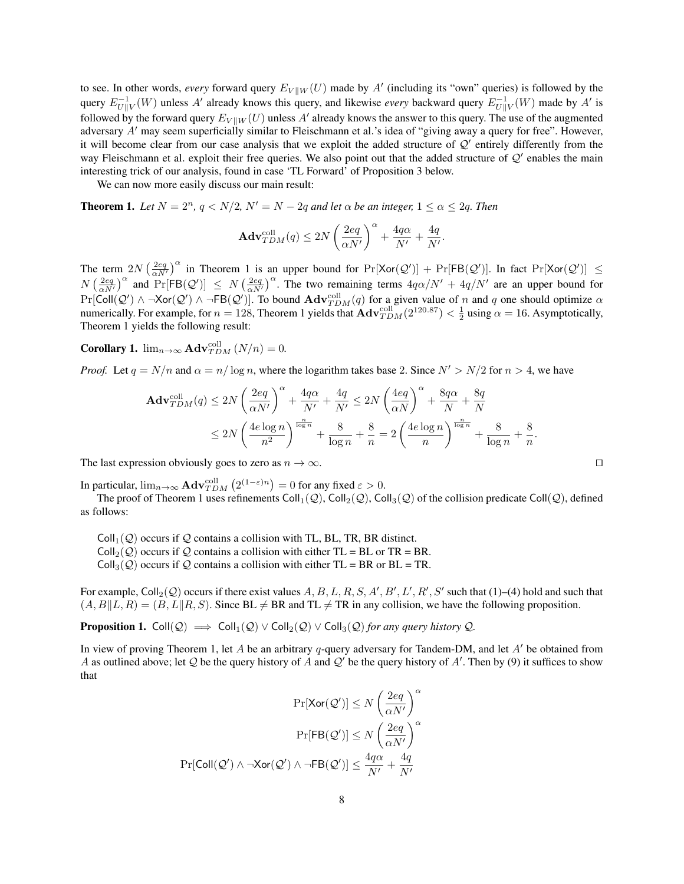to see. In other words, *every* forward query $E_{V\|W}(U)$ made by $A'$ (including its "own" queries) is followed by the query $E^{-1}_{U\|V}(W)$ unless $A'$ already knows this query, and likewise *every* backward query $E^{-1}_{U\|V}(W)$ made by $A'$ is followed by the forward query $E_{V\|W}(U)$ unless $A'$ already knows the answer to this query. The use of the augmented adversary $A'$ may seem superficially similar to Fleischmann et al.'s idea of "giving away a query for free". However, it will become clear from our case analysis that we exploit the added structure of $\mathcal{Q}'$ entirely differently from the way Fleischmann et al. exploit their free queries. We also point out that the added structure of $\mathcal{Q}'$ enables the main interesting trick of our analysis, found in case 'TL Forward' of Proposition 3 below.

We can now more easily discuss our main result:

**Theorem 1.** *Let $N = 2^n$, $q < N/2$, $N' = N - 2q$ and let $\alpha$ be an integer, $1 \leq \alpha \leq 2q$. Then*

$$\mathbf{Adv}^{\mathrm{coll}}_{TDM}(q) \leq 2N\left(\frac{2eq}{\alpha N'}\right)^{\alpha} + \frac{4q\alpha}{N'} + \frac{4q}{N'}.$$

The term $2N\left(\frac{2eq}{\alpha N'}\right)^{\alpha}$ in Theorem 1 is an upper bound for $\Pr[\mathsf{Xor}(\mathcal{Q}')] + \Pr[\mathsf{FB}(\mathcal{Q}')]$. In fact $\Pr[\mathsf{Xor}(\mathcal{Q}')] \leq N\left(\frac{2eq}{\alpha N'}\right)^{\alpha}$ and $\Pr[\mathsf{FB}(\mathcal{Q}')] \leq N\left(\frac{2eq}{\alpha N'}\right)^{\alpha}$. The two remaining terms $4q\alpha/N' + 4q/N'$ are an upper bound for $\Pr[\mathsf{Coll}(\mathcal{Q}') \wedge \neg\mathsf{Xor}(\mathcal{Q}') \wedge \neg\mathsf{FB}(\mathcal{Q}')]$. To bound $\mathbf{Adv}^{\mathrm{coll}}_{TDM}(q)$ for a given value of $n$ and $q$ one should optimize $\alpha$ numerically. For example, for $n = 128$, Theorem 1 yields that $\mathbf{Adv}^{\mathrm{coll}}_{TDM}(2^{120.87}) < \frac{1}{2}$ using $\alpha = 16$. Asymptotically, Theorem 1 yields the following result:

**Corollary 1.** $\lim_{n\to\infty} \mathbf{Adv}^{\mathrm{coll}}_{TDM}(N/n) = 0$.

*Proof.* Let $q = N/n$ and $\alpha = n/\log n$, where the logarithm takes base 2. Since $N' > N/2$ for $n > 4$, we have

$$\begin{aligned}
\mathbf{Adv}^{\mathrm{coll}}_{TDM}(q) &\leq 2N\left(\frac{2eq}{\alpha N'}\right)^{\alpha} + \frac{4q\alpha}{N'} + \frac{4q}{N'} \leq 2N\left(\frac{4eq}{\alpha N}\right)^{\alpha} + \frac{8q\alpha}{N} + \frac{8q}{N} \\
&\leq 2N\left(\frac{4e\log n}{n^2}\right)^{\frac{n}{\log n}} + \frac{8}{\log n} + \frac{8}{n} = 2\left(\frac{4e\log n}{n}\right)^{\frac{n}{\log n}} + \frac{8}{\log n} + \frac{8}{n}.
\end{aligned}$$

The last expression obviously goes to zero as $n \to \infty$. $\square$

In particular, $\lim_{n\to\infty} \mathbf{Adv}^{\mathrm{coll}}_{TDM}\left(2^{(1-\varepsilon)n}\right) = 0$ for any fixed $\varepsilon > 0$.

The proof of Theorem 1 uses refinements $\mathsf{Coll}_1(\mathcal{Q})$, $\mathsf{Coll}_2(\mathcal{Q})$, $\mathsf{Coll}_3(\mathcal{Q})$ of the collision predicate $\mathsf{Coll}(\mathcal{Q})$, defined as follows:

$\mathsf{Coll}_1(\mathcal{Q})$ occurs if $\mathcal{Q}$ contains a collision with TL, BL, TR, BR distinct.
$\mathsf{Coll}_2(\mathcal{Q})$ occurs if $\mathcal{Q}$ contains a collision with either TL = BL or TR = BR.
$\mathsf{Coll}_3(\mathcal{Q})$ occurs if $\mathcal{Q}$ contains a collision with either TL = BR or BL = TR.

For example, $\mathsf{Coll}_2(\mathcal{Q})$ occurs if there exist values $A, B, L, R, S, A', B', L', R', S'$ such that (1)–(4) hold and such that $(A, B\|L, R) = (B, L\|R, S)$. Since BL $\neq$ BR and TL $\neq$ TR in any collision, we have the following proposition.

**Proposition 1.** $\mathsf{Coll}(\mathcal{Q}) \implies \mathsf{Coll}_1(\mathcal{Q}) \vee \mathsf{Coll}_2(\mathcal{Q}) \vee \mathsf{Coll}_3(\mathcal{Q})$ *for any query history* $\mathcal{Q}$.

In view of proving Theorem 1, let $A$ be an arbitrary $q$-query adversary for Tandem-DM, and let $A'$ be obtained from $A$ as outlined above; let $\mathcal{Q}$ be the query history of $A$ and $\mathcal{Q}'$ be the query history of $A'$. Then by (9) it suffices to show that

$$\Pr[\mathsf{Xor}(\mathcal{Q}')] \leq N\left(\frac{2eq}{\alpha N'}\right)^{\alpha}$$

$$\Pr[\mathsf{FB}(\mathcal{Q}')] \leq N\left(\frac{2eq}{\alpha N'}\right)^{\alpha}$$

$$\Pr[\mathsf{Coll}(\mathcal{Q}') \wedge \neg\mathsf{Xor}(\mathcal{Q}') \wedge \neg\mathsf{FB}(\mathcal{Q}')] \leq \frac{4q\alpha}{N'} + \frac{4q}{N'}$$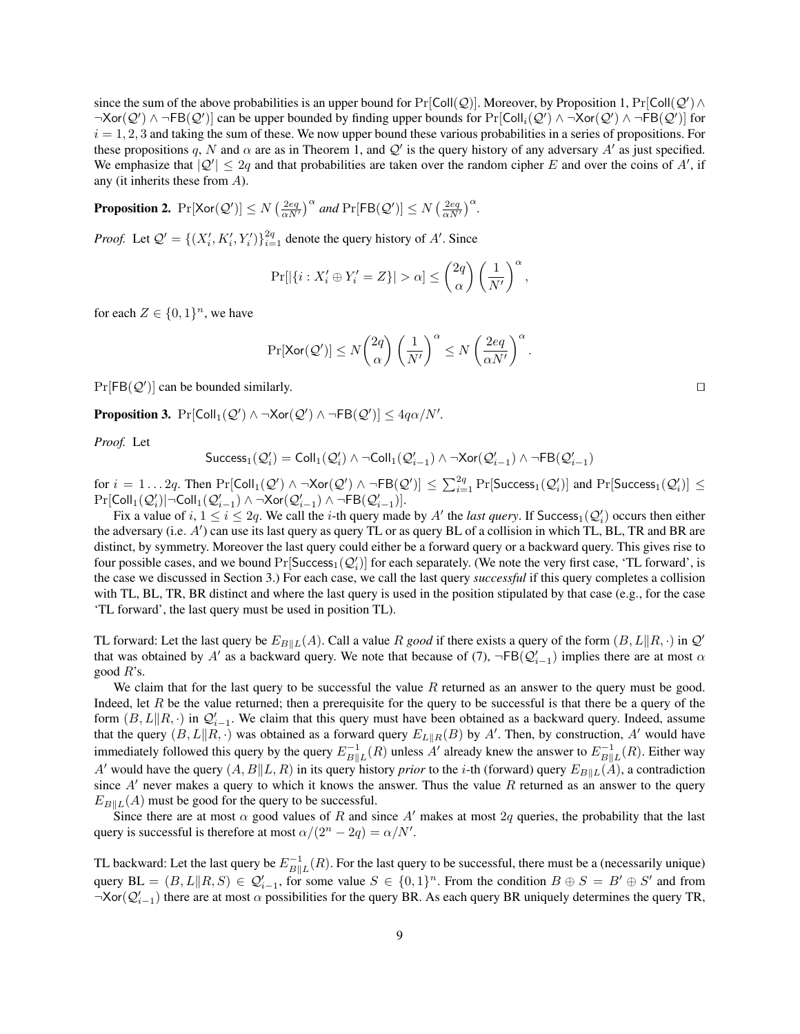since the sum of the above probabilities is an upper bound for $\Pr[\mathsf{Coll}(\mathcal{Q})]$. Moreover, by Proposition 1, $\Pr[\mathsf{Coll}(\mathcal{Q}') \wedge \neg\mathsf{Xor}(\mathcal{Q}') \wedge \neg\mathsf{FB}(\mathcal{Q}')]$ can be upper bounded by finding upper bounds for $\Pr[\mathsf{Coll}_i(\mathcal{Q}') \wedge \neg\mathsf{Xor}(\mathcal{Q}') \wedge \neg\mathsf{FB}(\mathcal{Q}')]$ for $i = 1, 2, 3$ and taking the sum of these. We now upper bound these various probabilities in a series of propositions. For these propositions $q$, $N$ and $\alpha$ are as in Theorem 1, and $\mathcal{Q}'$ is the query history of any adversary $A'$ as just specified. We emphasize that $|\mathcal{Q}'| \leq 2q$ and that probabilities are taken over the random cipher $E$ and over the coins of $A'$, if any (it inherits these from $A$).

**Proposition 2.** $\Pr[\mathsf{Xor}(\mathcal{Q}')] \leq N\left(\frac{2eq}{\alpha N'}\right)^{\alpha}$ *and* $\Pr[\mathsf{FB}(\mathcal{Q}')] \leq N\left(\frac{2eq}{\alpha N'}\right)^{\alpha}$.

*Proof.* Let $\mathcal{Q}' = \{(X_i', K_i', Y_i')\}_{i=1}^{2q}$ denote the query history of $A'$. Since

$$\Pr[|\{i : X_i' \oplus Y_i' = Z\}| > \alpha] \leq \binom{2q}{\alpha}\left(\frac{1}{N'}\right)^{\alpha},$$

for each $Z \in \{0,1\}^n$, we have

$$\Pr[\mathsf{Xor}(\mathcal{Q}')] \leq N\binom{2q}{\alpha}\left(\frac{1}{N'}\right)^{\alpha} \leq N\left(\frac{2eq}{\alpha N'}\right)^{\alpha}.$$

$\Pr[\mathsf{FB}(\mathcal{Q}')]$ can be bounded similarly. ◻

**Proposition 3.** $\Pr[\mathsf{Coll}_1(\mathcal{Q}') \wedge \neg\mathsf{Xor}(\mathcal{Q}') \wedge \neg\mathsf{FB}(\mathcal{Q}')] \leq 4q\alpha/N'$.

*Proof.* Let

$$\mathsf{Success}_1(\mathcal{Q}_i') = \mathsf{Coll}_1(\mathcal{Q}_i') \wedge \neg\mathsf{Coll}_1(\mathcal{Q}_{i-1}') \wedge \neg\mathsf{Xor}(\mathcal{Q}_{i-1}') \wedge \neg\mathsf{FB}(\mathcal{Q}_{i-1}')$$

for $i = 1 \ldots 2q$. Then $\Pr[\mathsf{Coll}_1(\mathcal{Q}') \wedge \neg\mathsf{Xor}(\mathcal{Q}') \wedge \neg\mathsf{FB}(\mathcal{Q}')] \leq \sum_{i=1}^{2q}\Pr[\mathsf{Success}_1(\mathcal{Q}_i')]$ and $\Pr[\mathsf{Success}_1(\mathcal{Q}_i')] \leq \Pr[\mathsf{Coll}_1(\mathcal{Q}_i') | \neg\mathsf{Coll}_1(\mathcal{Q}_{i-1}') \wedge \neg\mathsf{Xor}(\mathcal{Q}_{i-1}') \wedge \neg\mathsf{FB}(\mathcal{Q}_{i-1}')]$.

Fix a value of $i$, $1 \leq i \leq 2q$. We call the $i$-th query made by $A'$ the *last query*. If $\mathsf{Success}_1(\mathcal{Q}_i')$ occurs then either the adversary (i.e. $A'$) can use its last query as query TL or as query BL of a collision in which TL, BL, TR and BR are distinct, by symmetry. Moreover the last query could either be a forward query or a backward query. This gives rise to four possible cases, and we bound $\Pr[\mathsf{Success}_1(\mathcal{Q}_i')]$ for each separately. (We note the very first case, 'TL forward', is the case we discussed in Section 3.) For each case, we call the last query *successful* if this query completes a collision with TL, BL, TR, BR distinct and where the last query is used in the position stipulated by that case (e.g., for the case 'TL forward', the last query must be used in position TL).

TL forward: Let the last query be $E_{B\|L}(A)$. Call a value $R$ *good* if there exists a query of the form $(B, L\|R, \cdot)$ in $\mathcal{Q}'$ that was obtained by $A'$ as a backward query. We note that because of (7), $\neg\mathsf{FB}(\mathcal{Q}_{i-1}')$ implies there are at most $\alpha$ good $R$'s.

We claim that for the last query to be successful the value $R$ returned as an answer to the query must be good. Indeed, let $R$ be the value returned; then a prerequisite for the query to be successful is that there be a query of the form $(B, L\|R, \cdot)$ in $\mathcal{Q}_{i-1}'$. We claim that this query must have been obtained as a backward query. Indeed, assume that the query $(B, L\|R, \cdot)$ was obtained as a forward query $E_{L\|R}(B)$ by $A'$. Then, by construction, $A'$ would have immediately followed this query by the query $E_{B\|L}^{-1}(R)$ unless $A'$ already knew the answer to $E_{B\|L}^{-1}(R)$. Either way $A'$ would have the query $(A, B\|L, R)$ in its query history *prior* to the $i$-th (forward) query $E_{B\|L}(A)$, a contradiction since $A'$ never makes a query to which it knows the answer. Thus the value $R$ returned as an answer to the query $E_{B\|L}(A)$ must be good for the query to be successful.

Since there are at most $\alpha$ good values of $R$ and since $A'$ makes at most $2q$ queries, the probability that the last query is successful is therefore at most $\alpha/(2^n - 2q) = \alpha/N'$.

TL backward: Let the last query be $E_{B\|L}^{-1}(R)$. For the last query to be successful, there must be a (necessarily unique) query $\mathrm{BL} = (B, L\|R, S) \in \mathcal{Q}_{i-1}'$, for some value $S \in \{0,1\}^n$. From the condition $B \oplus S = B' \oplus S'$ and from $\neg\mathsf{Xor}(\mathcal{Q}_{i-1}')$ there are at most $\alpha$ possibilities for the query BR. As each query BR uniquely determines the query TR,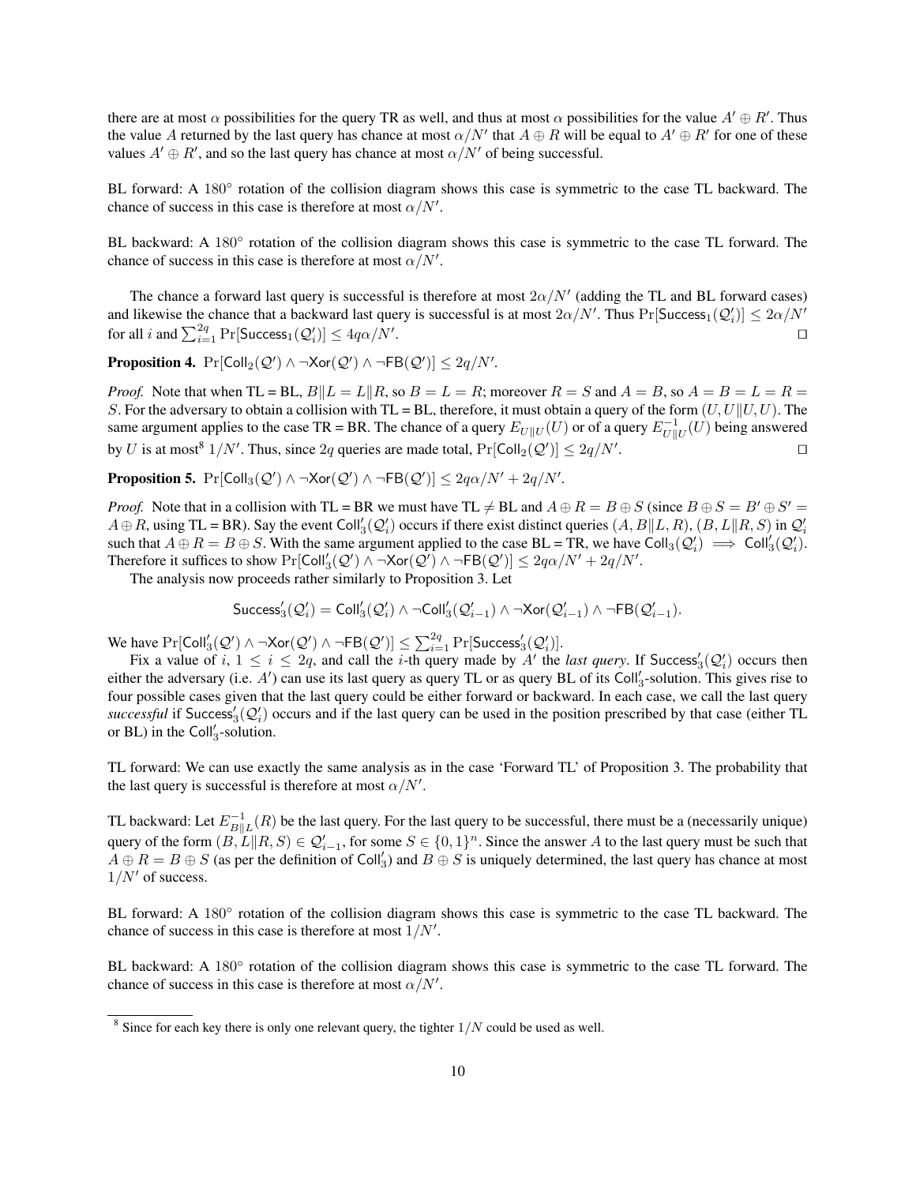there are at most $\alpha$ possibilities for the query TR as well, and thus at most $\alpha$ possibilities for the value $A' \oplus R'$. Thus the value $A$ returned by the last query has chance at most $\alpha/N'$ that $A \oplus R$ will be equal to $A' \oplus R'$ for one of these values $A' \oplus R'$, and so the last query has chance at most $\alpha/N'$ of being successful.

BL forward: A $180^\circ$ rotation of the collision diagram shows this case is symmetric to the case TL backward. The chance of success in this case is therefore at most $\alpha/N'$.

BL backward: A $180^\circ$ rotation of the collision diagram shows this case is symmetric to the case TL forward. The chance of success in this case is therefore at most $\alpha/N'$.

The chance a forward last query is successful is therefore at most $2\alpha/N'$ (adding the TL and BL forward cases) and likewise the chance that a backward last query is successful is at most $2\alpha/N'$. Thus $\Pr[\mathsf{Success}_1(\mathcal{Q}'_i)] \leq 2\alpha/N'$ for all $i$ and $\sum_{i=1}^{2q} \Pr[\mathsf{Success}_1(\mathcal{Q}'_i)] \leq 4q\alpha/N'$. $\square$

**Proposition 4.** $\Pr[\mathsf{Coll}_2(\mathcal{Q}') \wedge \neg\mathsf{Xor}(\mathcal{Q}') \wedge \neg\mathsf{FB}(\mathcal{Q}')] \leq 2q/N'$.

*Proof.* Note that when TL = BL, $B\|L = L\|R$, so $B = L = R$; moreover $R = S$ and $A = B$, so $A = B = L = R = S$. For the adversary to obtain a collision with TL = BL, therefore, it must obtain a query of the form $(U, U\|U, U)$. The same argument applies to the case TR = BR. The chance of a query $E_{U\|U}(U)$ or of a query $E^{-1}_{U\|U}(U)$ being answered by $U$ is at most[8] $1/N'$. Thus, since $2q$ queries are made total, $\Pr[\mathsf{Coll}_2(\mathcal{Q}')] \leq 2q/N'$. $\square$

**Proposition 5.** $\Pr[\mathsf{Coll}_3(\mathcal{Q}') \wedge \neg\mathsf{Xor}(\mathcal{Q}') \wedge \neg\mathsf{FB}(\mathcal{Q}')] \leq 2q\alpha/N' + 2q/N'$.

*Proof.* Note that in a collision with TL = BR we must have TL $\neq$ BL and $A \oplus R = B \oplus S$ (since $B \oplus S = B' \oplus S' = A \oplus R$, using TL = BR). Say the event $\mathsf{Coll}'_3(\mathcal{Q}'_i)$ occurs if there exist distinct queries $(A, B\|L, R)$, $(B, L\|R, S)$ in $\mathcal{Q}'_i$ such that $A \oplus R = B \oplus S$. With the same argument applied to the case BL = TR, we have $\mathsf{Coll}_3(\mathcal{Q}'_i) \implies \mathsf{Coll}'_3(\mathcal{Q}'_i)$. Therefore it suffices to show $\Pr[\mathsf{Coll}'_3(\mathcal{Q}') \wedge \neg\mathsf{Xor}(\mathcal{Q}') \wedge \neg\mathsf{FB}(\mathcal{Q}')] \leq 2q\alpha/N' + 2q/N'$.

The analysis now proceeds rather similarly to Proposition 3. Let

$$\mathsf{Success}'_3(\mathcal{Q}'_i) = \mathsf{Coll}'_3(\mathcal{Q}'_i) \wedge \neg\mathsf{Coll}'_3(\mathcal{Q}'_{i-1}) \wedge \neg\mathsf{Xor}(\mathcal{Q}'_{i-1}) \wedge \neg\mathsf{FB}(\mathcal{Q}'_{i-1}).$$

We have $\Pr[\mathsf{Coll}'_3(\mathcal{Q}') \wedge \neg\mathsf{Xor}(\mathcal{Q}') \wedge \neg\mathsf{FB}(\mathcal{Q}')] \leq \sum_{i=1}^{2q} \Pr[\mathsf{Success}'_3(\mathcal{Q}'_i)]$.

Fix a value of $i$, $1 \leq i \leq 2q$, and call the $i$-th query made by $A'$ the *last query*. If $\mathsf{Success}'_3(\mathcal{Q}'_i)$ occurs then either the adversary (i.e. $A'$) can use its last query as query TL or as query BL of its $\mathsf{Coll}'_3$-solution. This gives rise to four possible cases given that the last query could be either forward or backward. In each case, we call the last query *successful* if $\mathsf{Success}'_3(\mathcal{Q}'_i)$ occurs and if the last query can be used in the position prescribed by that case (either TL or BL) in the $\mathsf{Coll}'_3$-solution.

TL forward: We can use exactly the same analysis as in the case 'Forward TL' of Proposition 3. The probability that the last query is successful is therefore at most $\alpha/N'$.

TL backward: Let $E^{-1}_{B\|L}(R)$ be the last query. For the last query to be successful, there must be a (necessarily unique) query of the form $(B, L\|R, S) \in \mathcal{Q}'_{i-1}$, for some $S \in \{0,1\}^n$. Since the answer $A$ to the last query must be such that $A \oplus R = B \oplus S$ (as per the definition of $\mathsf{Coll}'_3$) and $B \oplus S$ is uniquely determined, the last query has chance at most $1/N'$ of success.

BL forward: A $180^\circ$ rotation of the collision diagram shows this case is symmetric to the case TL backward. The chance of success in this case is therefore at most $1/N'$.

BL backward: A $180^\circ$ rotation of the collision diagram shows this case is symmetric to the case TL forward. The chance of success in this case is therefore at most $\alpha/N'$.

---

[8] Since for each key there is only one relevant query, the tighter $1/N$ could be used as well.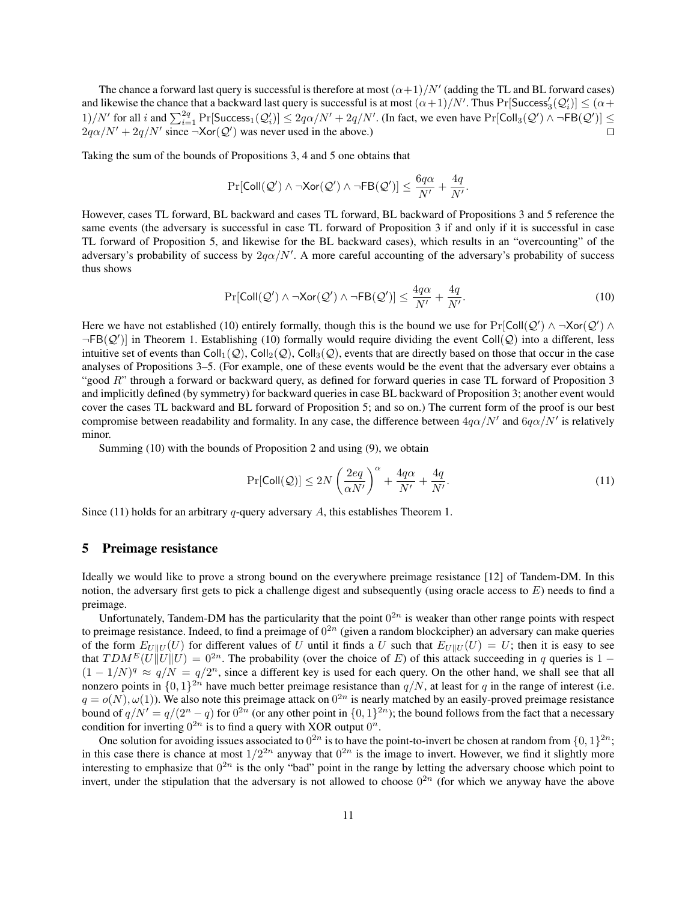The chance a forward last query is successful is therefore at most $(\alpha+1)/N'$ (adding the TL and BL forward cases) and likewise the chance that a backward last query is successful is at most $(\alpha+1)/N'$. Thus $\Pr[\mathsf{Success}'_3(\mathcal{Q}'_i)] \leq (\alpha+1)/N'$ for all $i$ and $\sum_{i=1}^{2q} \Pr[\mathsf{Success}_1(\mathcal{Q}'_i)] \leq 2q\alpha/N' + 2q/N'$. (In fact, we even have $\Pr[\mathsf{Coll}_3(\mathcal{Q}') \wedge \neg\mathsf{FB}(\mathcal{Q}')] \leq 2q\alpha/N' + 2q/N'$ since $\neg\mathsf{Xor}(\mathcal{Q}')$ was never used in the above.) $\square$

Taking the sum of the bounds of Propositions 3, 4 and 5 one obtains that

$$\Pr[\mathsf{Coll}(\mathcal{Q}') \wedge \neg\mathsf{Xor}(\mathcal{Q}') \wedge \neg\mathsf{FB}(\mathcal{Q}')] \leq \frac{6q\alpha}{N'} + \frac{4q}{N'}.$$

However, cases TL forward, BL backward and cases TL forward, BL backward of Propositions 3 and 5 reference the same events (the adversary is successful in case TL forward of Proposition 3 if and only if it is successful in case TL forward of Proposition 5, and likewise for the BL backward cases), which results in an "overcounting" of the adversary's probability of success by $2q\alpha/N'$. A more careful accounting of the adversary's probability of success thus shows

$$\Pr[\mathsf{Coll}(\mathcal{Q}') \wedge \neg\mathsf{Xor}(\mathcal{Q}') \wedge \neg\mathsf{FB}(\mathcal{Q}')] \leq \frac{4q\alpha}{N'} + \frac{4q}{N'}. \tag{10}$$

Here we have not established (10) entirely formally, though this is the bound we use for $\Pr[\mathsf{Coll}(\mathcal{Q}') \wedge \neg\mathsf{Xor}(\mathcal{Q}') \wedge \neg\mathsf{FB}(\mathcal{Q}')]$ in Theorem 1. Establishing (10) formally would require dividing the event $\mathsf{Coll}(\mathcal{Q})$ into a different, less intuitive set of events than $\mathsf{Coll}_1(\mathcal{Q})$, $\mathsf{Coll}_2(\mathcal{Q})$, $\mathsf{Coll}_3(\mathcal{Q})$, events that are directly based on those that occur in the case analyses of Propositions 3–5. (For example, one of these events would be the event that the adversary ever obtains a "good $R$" through a forward or backward query, as defined for forward queries in case TL forward of Proposition 3 and implicitly defined (by symmetry) for backward queries in case BL backward of Proposition 3; another event would cover the cases TL backward and BL forward of Proposition 5; and so on.) The current form of the proof is our best compromise between readability and formality. In any case, the difference between $4q\alpha/N'$ and $6q\alpha/N'$ is relatively minor.

Summing (10) with the bounds of Proposition 2 and using (9), we obtain

$$\Pr[\mathsf{Coll}(\mathcal{Q})] \leq 2N\left(\frac{2eq}{\alpha N'}\right)^{\alpha} + \frac{4q\alpha}{N'} + \frac{4q}{N'}. \tag{11}$$

Since (11) holds for an arbitrary $q$-query adversary $A$, this establishes Theorem 1.

## 5 Preimage resistance

Ideally we would like to prove a strong bound on the everywhere preimage resistance [12] of Tandem-DM. In this notion, the adversary first gets to pick a challenge digest and subsequently (using oracle access to $E$) needs to find a preimage.

Unfortunately, Tandem-DM has the particularity that the point $0^{2n}$ is weaker than other range points with respect to preimage resistance. Indeed, to find a preimage of $0^{2n}$ (given a random blockcipher) an adversary can make queries of the form $E_{U\|U}(U)$ for different values of $U$ until it finds a $U$ such that $E_{U\|U}(U) = U$; then it is easy to see that $TDM^E(U\|U\|U) = 0^{2n}$. The probability (over the choice of $E$) of this attack succeeding in $q$ queries is $1 - (1 - 1/N)^q \approx q/N = q/2^n$, since a different key is used for each query. On the other hand, we shall see that all nonzero points in $\{0,1\}^{2n}$ have much better preimage resistance than $q/N$, at least for $q$ in the range of interest (i.e. $q = o(N), \omega(1)$). We also note this preimage attack on $0^{2n}$ is nearly matched by an easily-proved preimage resistance bound of $q/N' = q/(2^n - q)$ for $0^{2n}$ (or any other point in $\{0,1\}^{2n}$); the bound follows from the fact that a necessary condition for inverting $0^{2n}$ is to find a query with XOR output $0^n$.

One solution for avoiding issues associated to $0^{2n}$ is to have the point-to-invert be chosen at random from $\{0,1\}^{2n}$; in this case there is chance at most $1/2^{2n}$ anyway that $0^{2n}$ is the image to invert. However, we find it slightly more interesting to emphasize that $0^{2n}$ is the only "bad" point in the range by letting the adversary choose which point to invert, under the stipulation that the adversary is not allowed to choose $0^{2n}$ (for which we anyway have the above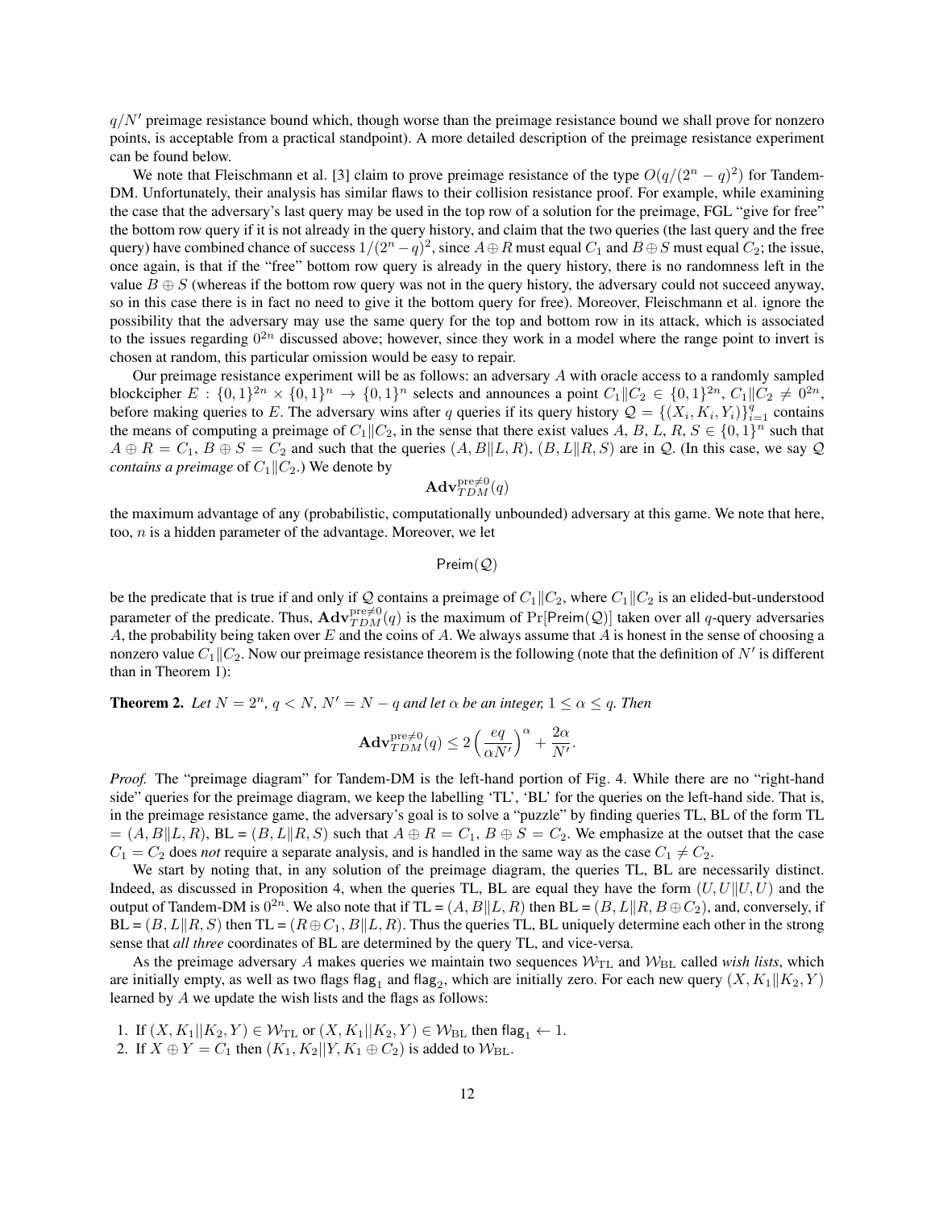$q/N'$ preimage resistance bound which, though worse than the preimage resistance bound we shall prove for nonzero points, is acceptable from a practical standpoint). A more detailed description of the preimage resistance experiment can be found below.

We note that Fleischmann et al. [3] claim to prove preimage resistance of the type $O(q/(2^n - q)^2)$ for Tandem-DM. Unfortunately, their analysis has similar flaws to their collision resistance proof. For example, while examining the case that the adversary's last query may be used in the top row of a solution for the preimage, FGL "give for free" the bottom row query if it is not already in the query history, and claim that the two queries (the last query and the free query) have combined chance of success $1/(2^n - q)^2$, since $A \oplus R$ must equal $C_1$ and $B \oplus S$ must equal $C_2$; the issue, once again, is that if the "free" bottom row query is already in the query history, there is no randomness left in the value $B \oplus S$ (whereas if the bottom row query was not in the query history, the adversary could not succeed anyway, so in this case there is in fact no need to give it the bottom query for free). Moreover, Fleischmann et al. ignore the possibility that the adversary may use the same query for the top and bottom row in its attack, which is associated to the issues regarding $0^{2n}$ discussed above; however, since they work in a model where the range point to invert is chosen at random, this particular omission would be easy to repair.

Our preimage resistance experiment will be as follows: an adversary $A$ with oracle access to a randomly sampled blockcipher $E : \{0,1\}^{2n} \times \{0,1\}^n \to \{0,1\}^n$ selects and announces a point $C_1 \| C_2 \in \{0,1\}^{2n}$, $C_1 \| C_2 \neq 0^{2n}$, before making queries to $E$. The adversary wins after $q$ queries if its query history $\mathcal{Q} = \{(X_i, K_i, Y_i)\}_{i=1}^{q}$ contains the means of computing a preimage of $C_1 \| C_2$, in the sense that there exist values $A, B, L, R, S \in \{0,1\}^n$ such that $A \oplus R = C_1$, $B \oplus S = C_2$ and such that the queries $(A, B\|L, R)$, $(B, L\|R, S)$ are in $\mathcal{Q}$. (In this case, we say $\mathcal{Q}$ *contains a preimage* of $C_1 \| C_2$.) We denote by

$$\mathbf{Adv}^{\text{pre}\neq 0}_{TDM}(q)$$

the maximum advantage of any (probabilistic, computationally unbounded) adversary at this game. We note that here, too, $n$ is a hidden parameter of the advantage. Moreover, we let

$$\mathsf{Preim}(\mathcal{Q})$$

be the predicate that is true if and only if $\mathcal{Q}$ contains a preimage of $C_1 \| C_2$, where $C_1 \| C_2$ is an elided-but-understood parameter of the predicate. Thus, $\mathbf{Adv}^{\text{pre}\neq 0}_{TDM}(q)$ is the maximum of $\Pr[\mathsf{Preim}(\mathcal{Q})]$ taken over all $q$-query adversaries $A$, the probability being taken over $E$ and the coins of $A$. We always assume that $A$ is honest in the sense of choosing a nonzero value $C_1 \| C_2$. Now our preimage resistance theorem is the following (note that the definition of $N'$ is different than in Theorem 1):

**Theorem 2.** *Let $N = 2^n$, $q < N$, $N' = N - q$ and let $\alpha$ be an integer, $1 \leq \alpha \leq q$. Then*

$$\mathbf{Adv}^{\text{pre}\neq 0}_{TDM}(q) \leq 2\Big(\frac{eq}{\alpha N'}\Big)^{\alpha} + \frac{2\alpha}{N'}.$$

*Proof.* The "preimage diagram" for Tandem-DM is the left-hand portion of Fig. 4. While there are no "right-hand side" queries for the preimage diagram, we keep the labelling 'TL', 'BL' for the queries on the left-hand side. That is, in the preimage resistance game, the adversary's goal is to solve a "puzzle" by finding queries TL, BL of the form TL $= (A, B\|L, R)$, BL $= (B, L\|R, S)$ such that $A \oplus R = C_1$, $B \oplus S = C_2$. We emphasize at the outset that the case $C_1 = C_2$ does *not* require a separate analysis, and is handled in the same way as the case $C_1 \neq C_2$.

We start by noting that, in any solution of the preimage diagram, the queries TL, BL are necessarily distinct. Indeed, as discussed in Proposition 4, when the queries TL, BL are equal they have the form $(U, U\|U, U)$ and the output of Tandem-DM is $0^{2n}$. We also note that if TL $= (A, B\|L, R)$ then BL $= (B, L\|R, B \oplus C_2)$, and, conversely, if BL $= (B, L\|R, S)$ then TL $= (R \oplus C_1, B\|L, R)$. Thus the queries TL, BL uniquely determine each other in the strong sense that *all three* coordinates of BL are determined by the query TL, and vice-versa.

As the preimage adversary $A$ makes queries we maintain two sequences $\mathcal{W}_{\mathrm{TL}}$ and $\mathcal{W}_{\mathrm{BL}}$ called *wish lists*, which are initially empty, as well as two flags $\mathsf{flag}_1$ and $\mathsf{flag}_2$, which are initially zero. For each new query $(X, K_1\|K_2, Y)$ learned by $A$ we update the wish lists and the flags as follows:

1. If $(X, K_1||K_2, Y) \in \mathcal{W}_{\mathrm{TL}}$ or $(X, K_1||K_2, Y) \in \mathcal{W}_{\mathrm{BL}}$ then $\mathsf{flag}_1 \leftarrow 1$.
2. If $X \oplus Y = C_1$ then $(K_1, K_2||Y, K_1 \oplus C_2)$ is added to $\mathcal{W}_{\mathrm{BL}}$.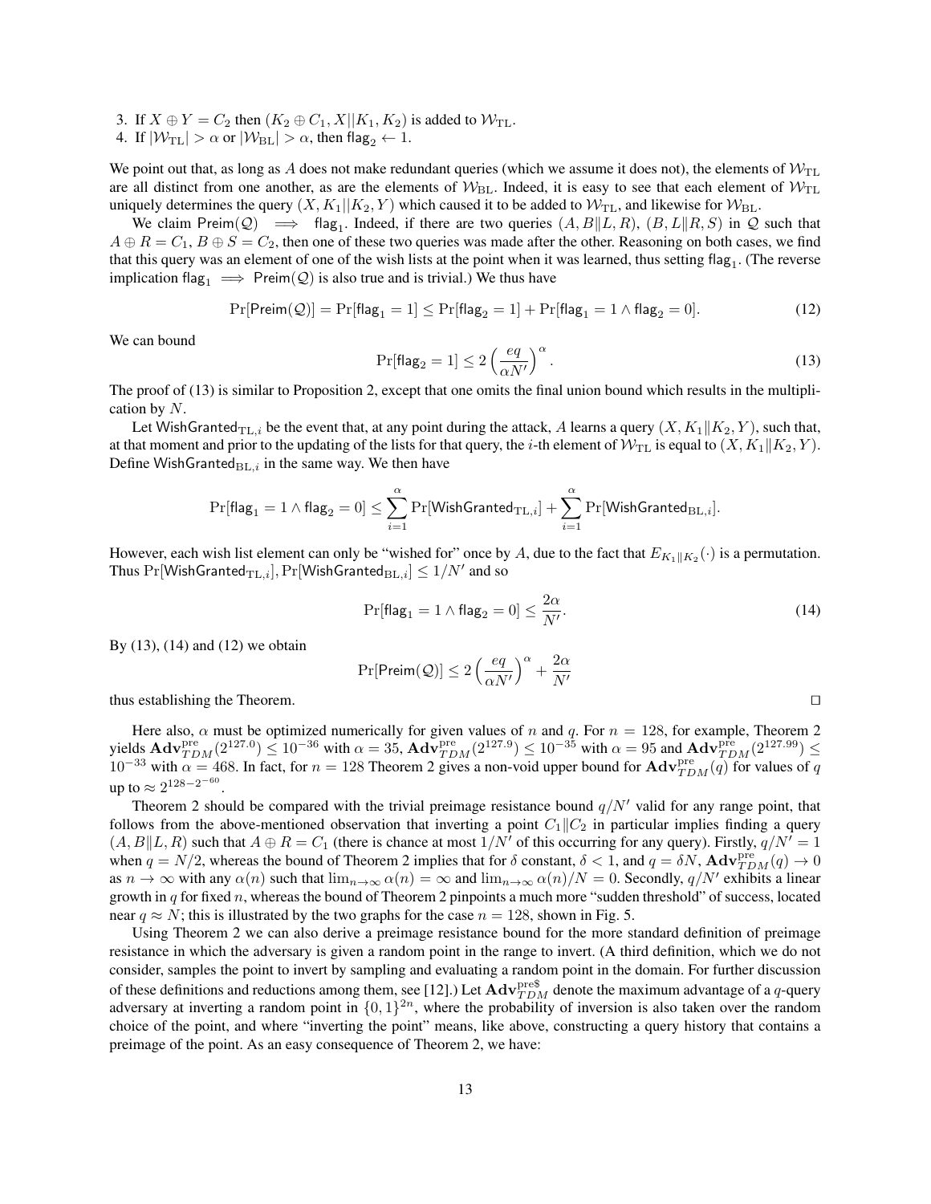3. If $X \oplus Y = C_2$ then $(K_2 \oplus C_1, X||K_1, K_2)$ is added to $\mathcal{W}_{\rm TL}$.
4. If $|\mathcal{W}_{\rm TL}| > \alpha$ or $|\mathcal{W}_{\rm BL}| > \alpha$, then $\mathsf{flag}_2 \leftarrow 1$.

We point out that, as long as $A$ does not make redundant queries (which we assume it does not), the elements of $\mathcal{W}_{\rm TL}$ are all distinct from one another, as are the elements of $\mathcal{W}_{\rm BL}$. Indeed, it is easy to see that each element of $\mathcal{W}_{\rm TL}$ uniquely determines the query $(X, K_1||K_2, Y)$ which caused it to be added to $\mathcal{W}_{\rm TL}$, and likewise for $\mathcal{W}_{\rm BL}$.

We claim $\mathsf{Preim}(\mathcal{Q}) \implies \mathsf{flag}_1$. Indeed, if there are two queries $(A, B\|L, R)$, $(B, L\|R, S)$ in $\mathcal{Q}$ such that $A \oplus R = C_1$, $B \oplus S = C_2$, then one of these two queries was made after the other. Reasoning on both cases, we find that this query was an element of one of the wish lists at the point when it was learned, thus setting $\mathsf{flag}_1$. (The reverse implication $\mathsf{flag}_1 \implies \mathsf{Preim}(\mathcal{Q})$ is also true and is trivial.) We thus have

$$\Pr[\mathsf{Preim}(\mathcal{Q})] = \Pr[\mathsf{flag}_1 = 1] \le \Pr[\mathsf{flag}_2 = 1] + \Pr[\mathsf{flag}_1 = 1 \wedge \mathsf{flag}_2 = 0]. \tag{12}$$

We can bound

$$\Pr[\mathsf{flag}_2 = 1] \le 2\left(\frac{eq}{\alpha N'}\right)^{\alpha}. \tag{13}$$

The proof of (13) is similar to Proposition 2, except that one omits the final union bound which results in the multiplication by $N$.

Let $\mathsf{WishGranted}_{\mathrm{TL},i}$ be the event that, at any point during the attack, $A$ learns a query $(X, K_1\|K_2, Y)$, such that, at that moment and prior to the updating of the lists for that query, the $i$-th element of $\mathcal{W}_{\rm TL}$ is equal to $(X, K_1\|K_2, Y)$. Define $\mathsf{WishGranted}_{\mathrm{BL},i}$ in the same way. We then have

$$\Pr[\mathsf{flag}_1 = 1 \wedge \mathsf{flag}_2 = 0] \le \sum_{i=1}^{\alpha} \Pr[\mathsf{WishGranted}_{\mathrm{TL},i}] + \sum_{i=1}^{\alpha} \Pr[\mathsf{WishGranted}_{\mathrm{BL},i}].$$

However, each wish list element can only be "wished for" once by $A$, due to the fact that $E_{K_1\|K_2}(\cdot)$ is a permutation. Thus $\Pr[\mathsf{WishGranted}_{\mathrm{TL},i}], \Pr[\mathsf{WishGranted}_{\mathrm{BL},i}] \le 1/N'$ and so

$$\Pr[\mathsf{flag}_1 = 1 \wedge \mathsf{flag}_2 = 0] \le \frac{2\alpha}{N'}. \tag{14}$$

By (13), (14) and (12) we obtain

$$\Pr[\mathsf{Preim}(\mathcal{Q})] \le 2\left(\frac{eq}{\alpha N'}\right)^{\alpha} + \frac{2\alpha}{N'}$$

thus establishing the Theorem. $\square$

Here also, $\alpha$ must be optimized numerically for given values of $n$ and $q$. For $n = 128$, for example, Theorem 2 yields $\mathbf{Adv}^{\rm pre}_{TDM}(2^{127.0}) \le 10^{-36}$ with $\alpha = 35$, $\mathbf{Adv}^{\rm pre}_{TDM}(2^{127.9}) \le 10^{-35}$ with $\alpha = 95$ and $\mathbf{Adv}^{\rm pre}_{TDM}(2^{127.99}) \le 10^{-33}$ with $\alpha = 468$. In fact, for $n = 128$ Theorem 2 gives a non-void upper bound for $\mathbf{Adv}^{\rm pre}_{TDM}(q)$ for values of $q$ up to $\approx 2^{128-2^{-60}}$.

Theorem 2 should be compared with the trivial preimage resistance bound $q/N'$ valid for any range point, that follows from the above-mentioned observation that inverting a point $C_1\|C_2$ in particular implies finding a query $(A, B\|L, R)$ such that $A \oplus R = C_1$ (there is chance at most $1/N'$ of this occurring for any query). Firstly, $q/N' = 1$ when $q = N/2$, whereas the bound of Theorem 2 implies that for $\delta$ constant, $\delta < 1$, and $q = \delta N$, $\mathbf{Adv}^{\rm pre}_{TDM}(q) \to 0$ as $n \to \infty$ with any $\alpha(n)$ such that $\lim_{n\to\infty} \alpha(n) = \infty$ and $\lim_{n\to\infty} \alpha(n)/N = 0$. Secondly, $q/N'$ exhibits a linear growth in $q$ for fixed $n$, whereas the bound of Theorem 2 pinpoints a much more "sudden threshold" of success, located near $q \approx N$; this is illustrated by the two graphs for the case $n = 128$, shown in Fig. 5.

Using Theorem 2 we can also derive a preimage resistance bound for the more standard definition of preimage resistance in which the adversary is given a random point in the range to invert. (A third definition, which we do not consider, samples the point to invert by sampling and evaluating a random point in the domain. For further discussion of these definitions and reductions among them, see [12].) Let $\mathbf{Adv}^{\rm pre\$}_{TDM}$ denote the maximum advantage of a $q$-query adversary at inverting a random point in $\{0,1\}^{2n}$, where the probability of inversion is also taken over the random choice of the point, and where "inverting the point" means, like above, constructing a query history that contains a preimage of the point. As an easy consequence of Theorem 2, we have: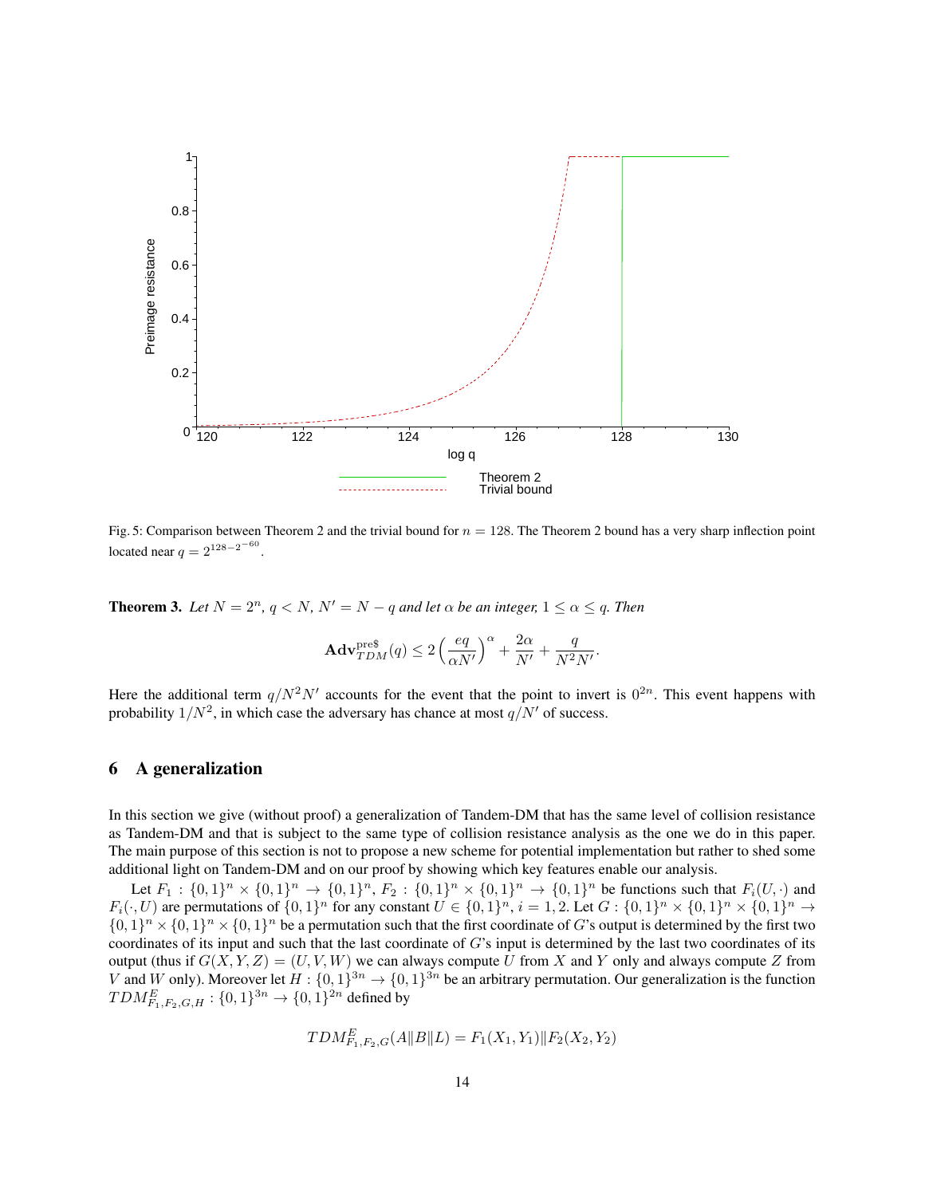Fig. 5: Comparison between Theorem 2 and the trivial bound for $n = 128$. The Theorem 2 bound has a very sharp inflection point located near $q = 2^{128-2^{-60}}$.

**Theorem 3.** *Let $N = 2^n$, $q < N$, $N' = N - q$ and let $\alpha$ be an integer, $1 \le \alpha \le q$. Then*

$$\mathbf{Adv}^{\mathrm{pre\$}}_{TDM}(q) \le 2\left(\frac{eq}{\alpha N'}\right)^{\alpha} + \frac{2\alpha}{N'} + \frac{q}{N^2 N'}.$$

Here the additional term $q/N^2N'$ accounts for the event that the point to invert is $0^{2n}$. This event happens with probability $1/N^2$, in which case the adversary has chance at most $q/N'$ of success.

## 6 A generalization

In this section we give (without proof) a generalization of Tandem-DM that has the same level of collision resistance as Tandem-DM and that is subject to the same type of collision resistance analysis as the one we do in this paper. The main purpose of this section is not to propose a new scheme for potential implementation but rather to shed some additional light on Tandem-DM and on our proof by showing which key features enable our analysis.

Let $F_1 : \{0,1\}^n \times \{0,1\}^n \to \{0,1\}^n$, $F_2 : \{0,1\}^n \times \{0,1\}^n \to \{0,1\}^n$ be functions such that $F_i(U, \cdot)$ and $F_i(\cdot, U)$ are permutations of $\{0,1\}^n$ for any constant $U \in \{0,1\}^n$, $i = 1, 2$. Let $G : \{0,1\}^n \times \{0,1\}^n \times \{0,1\}^n \to \{0,1\}^n \times \{0,1\}^n \times \{0,1\}^n$ be a permutation such that the first coordinate of $G$'s output is determined by the first two coordinates of its input and such that the last coordinate of $G$'s input is determined by the last two coordinates of its output (thus if $G(X, Y, Z) = (U, V, W)$ we can always compute $U$ from $X$ and $Y$ only and always compute $Z$ from $V$ and $W$ only). Moreover let $H : \{0,1\}^{3n} \to \{0,1\}^{3n}$ be an arbitrary permutation. Our generalization is the function $TDM^E_{F_1,F_2,G,H} : \{0,1\}^{3n} \to \{0,1\}^{2n}$ defined by

$$TDM^E_{F_1,F_2,G}(A\|B\|L) = F_1(X_1, Y_1)\|F_2(X_2, Y_2)$$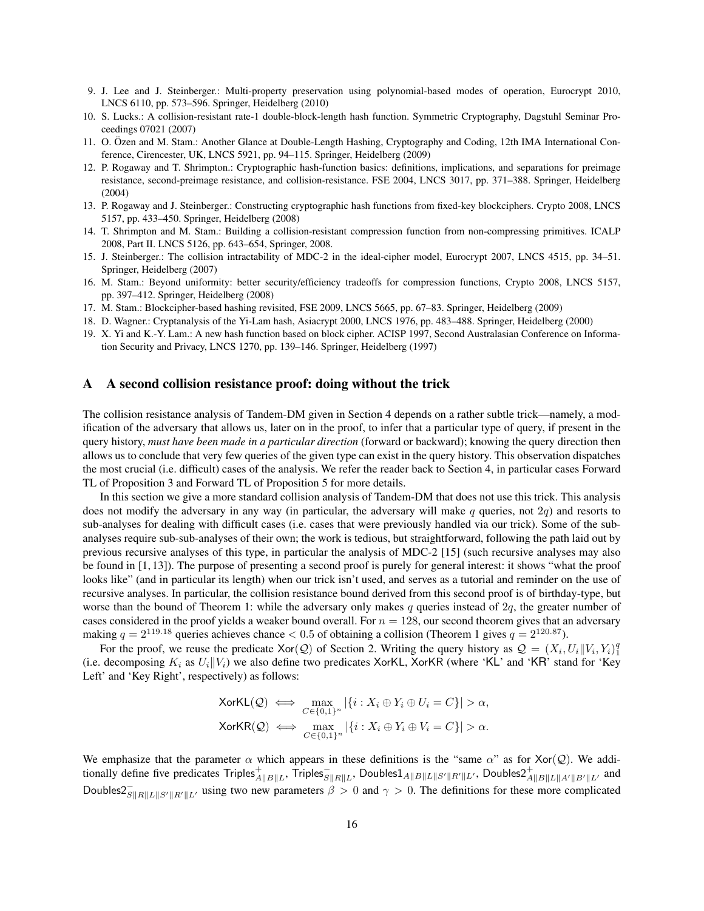9. J. Lee and J. Steinberger.: Multi-property preservation using polynomial-based modes of operation, Eurocrypt 2010, LNCS 6110, pp. 573–596. Springer, Heidelberg (2010)
10. S. Lucks.: A collision-resistant rate-1 double-block-length hash function. Symmetric Cryptography, Dagstuhl Seminar Proceedings 07021 (2007)
11. O. Özen and M. Stam.: Another Glance at Double-Length Hashing, Cryptography and Coding, 12th IMA International Conference, Cirencester, UK, LNCS 5921, pp. 94–115. Springer, Heidelberg (2009)
12. P. Rogaway and T. Shrimpton.: Cryptographic hash-function basics: definitions, implications, and separations for preimage resistance, second-preimage resistance, and collision-resistance. FSE 2004, LNCS 3017, pp. 371–388. Springer, Heidelberg (2004)
13. P. Rogaway and J. Steinberger.: Constructing cryptographic hash functions from fixed-key blockciphers. Crypto 2008, LNCS 5157, pp. 433–450. Springer, Heidelberg (2008)
14. T. Shrimpton and M. Stam.: Building a collision-resistant compression function from non-compressing primitives. ICALP 2008, Part II. LNCS 5126, pp. 643–654, Springer, 2008.
15. J. Steinberger.: The collision intractability of MDC-2 in the ideal-cipher model, Eurocrypt 2007, LNCS 4515, pp. 34–51. Springer, Heidelberg (2007)
16. M. Stam.: Beyond uniformity: better security/efficiency tradeoffs for compression functions, Crypto 2008, LNCS 5157, pp. 397–412. Springer, Heidelberg (2008)
17. M. Stam.: Blockcipher-based hashing revisited, FSE 2009, LNCS 5665, pp. 67–83. Springer, Heidelberg (2009)
18. D. Wagner.: Cryptanalysis of the Yi-Lam hash, Asiacrypt 2000, LNCS 1976, pp. 483–488. Springer, Heidelberg (2000)
19. X. Yi and K.-Y. Lam.: A new hash function based on block cipher. ACISP 1997, Second Australasian Conference on Information Security and Privacy, LNCS 1270, pp. 139–146. Springer, Heidelberg (1997)

## A A second collision resistance proof: doing without the trick

The collision resistance analysis of Tandem-DM given in Section 4 depends on a rather subtle trick—namely, a modification of the adversary that allows us, later on in the proof, to infer that a particular type of query, if present in the query history, *must have been made in a particular direction* (forward or backward); knowing the query direction then allows us to conclude that very few queries of the given type can exist in the query history. This observation dispatches the most crucial (i.e. difficult) cases of the analysis. We refer the reader back to Section 4, in particular cases Forward TL of Proposition 3 and Forward TL of Proposition 5 for more details.

In this section we give a more standard collision analysis of Tandem-DM that does not use this trick. This analysis does not modify the adversary in any way (in particular, the adversary will make $q$ queries, not $2q$) and resorts to sub-analyses for dealing with difficult cases (i.e. cases that were previously handled via our trick). Some of the sub-analyses require sub-sub-analyses of their own; the work is tedious, but straightforward, following the path laid out by previous recursive analyses of this type, in particular the analysis of MDC-2 [15] (such recursive analyses may also be found in [1, 13]). The purpose of presenting a second proof is purely for general interest: it shows "what the proof looks like" (and in particular its length) when our trick isn't used, and serves as a tutorial and reminder on the use of recursive analyses. In particular, the collision resistance bound derived from this second proof is of birthday-type, but worse than the bound of Theorem 1: while the adversary only makes $q$ queries instead of $2q$, the greater number of cases considered in the proof yields a weaker bound overall. For $n = 128$, our second theorem gives that an adversary making $q = 2^{119.18}$ queries achieves chance $< 0.5$ of obtaining a collision (Theorem 1 gives $q = 2^{120.87}$).

For the proof, we reuse the predicate $\mathsf{Xor}(\mathcal{Q})$ of Section 2. Writing the query history as $\mathcal{Q} = (X_i, U_i\|V_i, Y_i)_1^q$ (i.e. decomposing $K_i$ as $U_i\|V_i$) we also define two predicates $\mathsf{XorKL}$, $\mathsf{XorKR}$ (where '$\mathsf{KL}$' and '$\mathsf{KR}$' stand for 'Key Left' and 'Key Right', respectively) as follows:

$$\mathsf{XorKL}(\mathcal{Q}) \iff \max_{C \in \{0,1\}^n} |\{i : X_i \oplus Y_i \oplus U_i = C\}| > \alpha,$$

$$\mathsf{XorKR}(\mathcal{Q}) \iff \max_{C \in \{0,1\}^n} |\{i : X_i \oplus Y_i \oplus V_i = C\}| > \alpha.$$

We emphasize that the parameter $\alpha$ which appears in these definitions is the "same $\alpha$" as for $\mathsf{Xor}(\mathcal{Q})$. We additionally define five predicates $\mathsf{Triples}^+_{A\|B\|L}$, $\mathsf{Triples}^-_{S\|R\|L}$, $\mathsf{Doubles1}_{A\|B\|L\|S'\|R'\|L'}$, $\mathsf{Doubles2}^+_{A\|B\|L\|A'\|B'\|L'}$ and $\mathsf{Doubles2}^-_{S\|R\|L\|S'\|R'\|L'}$ using two new parameters $\beta > 0$ and $\gamma > 0$. The definitions for these more complicated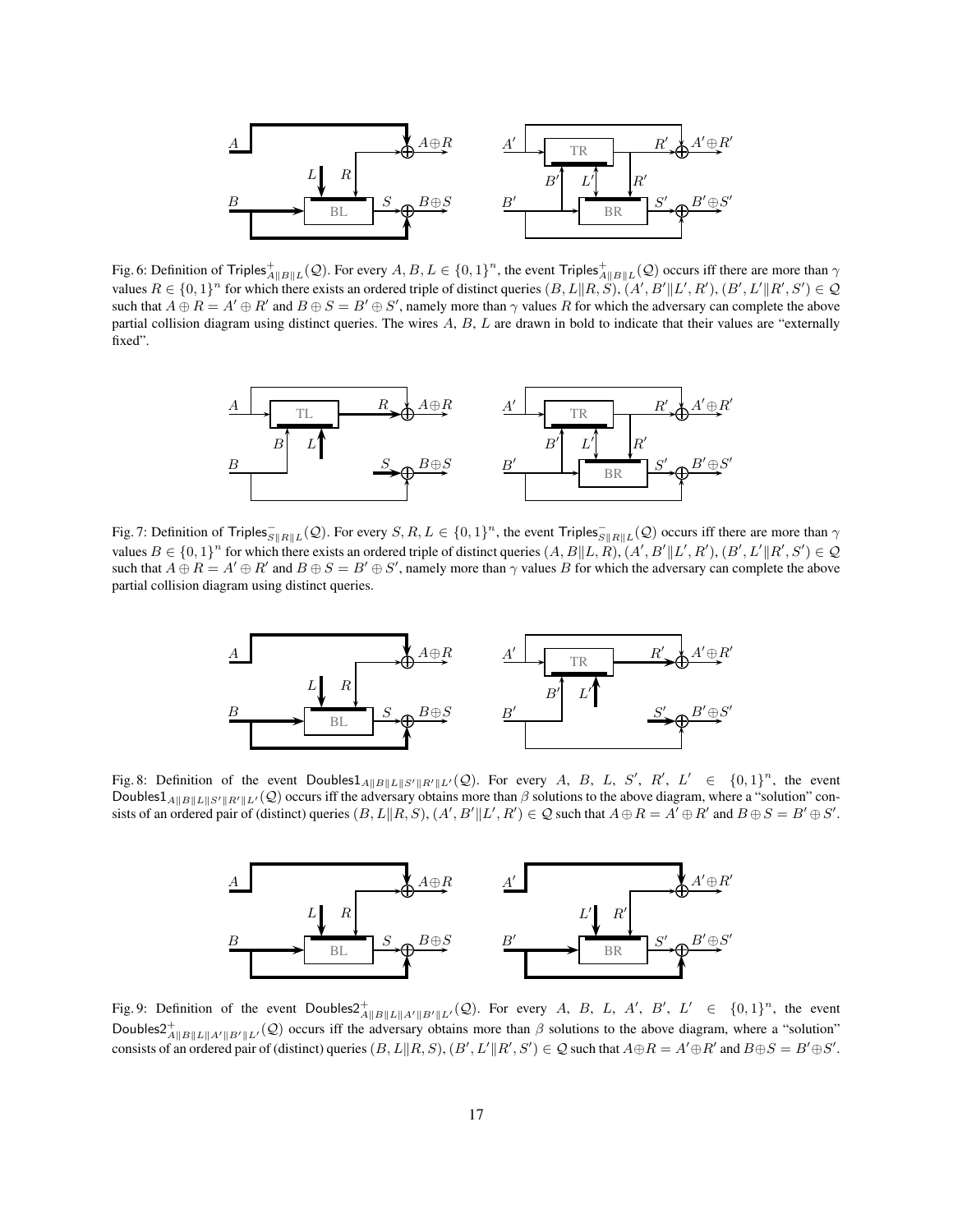Fig. 6: Definition of $\mathsf{Triples}^{+}_{A\|B\|L}(\mathcal{Q})$. For every $A, B, L \in \{0,1\}^n$, the event $\mathsf{Triples}^{+}_{A\|B\|L}(\mathcal{Q})$ occurs iff there are more than $\gamma$ values $R \in \{0,1\}^n$ for which there exists an ordered triple of distinct queries $(B, L\|R, S)$, $(A', B'\|L', R')$, $(B', L'\|R', S') \in \mathcal{Q}$ such that $A \oplus R = A' \oplus R'$ and $B \oplus S = B' \oplus S'$, namely more than $\gamma$ values $R$ for which the adversary can complete the above partial collision diagram using distinct queries. The wires $A$, $B$, $L$ are drawn in bold to indicate that their values are "externally fixed".

Fig. 7: Definition of $\mathsf{Triples}^{-}_{S\|R\|L}(\mathcal{Q})$. For every $S, R, L \in \{0,1\}^n$, the event $\mathsf{Triples}^{-}_{S\|R\|L}(\mathcal{Q})$ occurs iff there are more than $\gamma$ values $B \in \{0,1\}^n$ for which there exists an ordered triple of distinct queries $(A, B\|L, R)$, $(A', B'\|L', R')$, $(B', L'\|R', S') \in \mathcal{Q}$ such that $A \oplus R = A' \oplus R'$ and $B \oplus S = B' \oplus S'$, namely more than $\gamma$ values $B$ for which the adversary can complete the above partial collision diagram using distinct queries.

Fig. 8: Definition of the event $\mathsf{Doubles1}_{A\|B\|L\|S'\|R'\|L'}(\mathcal{Q})$. For every $A$, $B$, $L$, $S'$, $R'$, $L' \in \{0,1\}^n$, the event $\mathsf{Doubles1}_{A\|B\|L\|S'\|R'\|L'}(\mathcal{Q})$ occurs iff the adversary obtains more than $\beta$ solutions to the above diagram, where a "solution" consists of an ordered pair of (distinct) queries $(B, L\|R, S)$, $(A', B'\|L', R') \in \mathcal{Q}$ such that $A \oplus R = A' \oplus R'$ and $B \oplus S = B' \oplus S'$.

Fig. 9: Definition of the event $\mathsf{Doubles2}^{+}_{A\|B\|L\|A'\|B'\|L'}(\mathcal{Q})$. For every $A$, $B$, $L$, $A'$, $B'$, $L' \in \{0,1\}^n$, the event $\mathsf{Doubles2}^{+}_{A\|B\|L\|A'\|B'\|L'}(\mathcal{Q})$ occurs iff the adversary obtains more than $\beta$ solutions to the above diagram, where a "solution" consists of an ordered pair of (distinct) queries $(B, L\|R, S)$, $(B', L'\|R', S') \in \mathcal{Q}$ such that $A \oplus R = A' \oplus R'$ and $B \oplus S = B' \oplus S'$.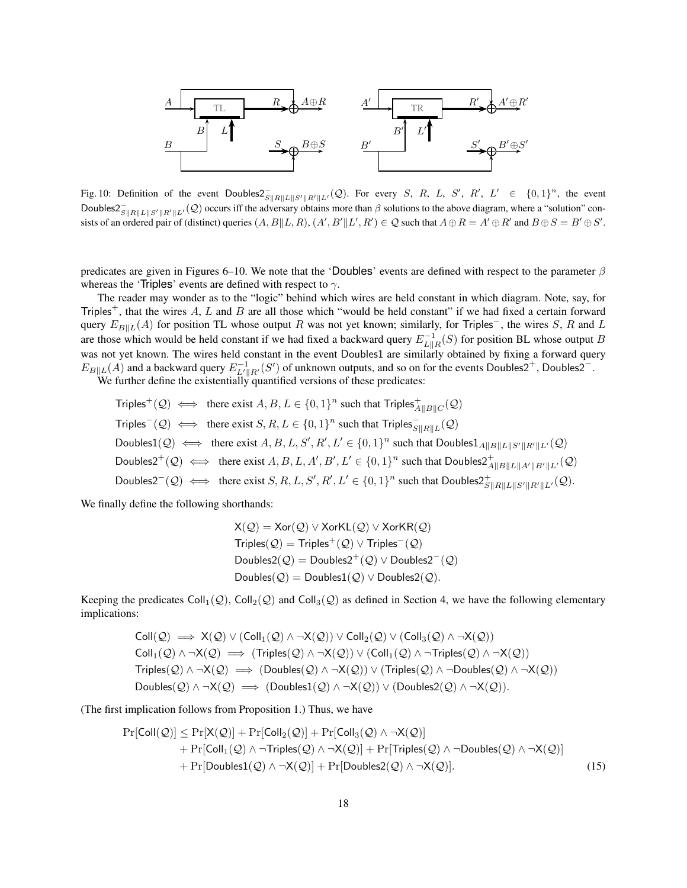Fig. 10: Definition of the event $\mathsf{Doubles2}^-_{S\|R\|L\|S'\|R'\|L'}(\mathcal{Q})$. For every $S$, $R$, $L$, $S'$, $R'$, $L' \in \{0,1\}^n$, the event $\mathsf{Doubles2}^-_{S\|R\|L\|S'\|R'\|L'}(\mathcal{Q})$ occurs iff the adversary obtains more than $\beta$ solutions to the above diagram, where a "solution" consists of an ordered pair of (distinct) queries $(A, B\|L, R), (A', B'\|L', R') \in \mathcal{Q}$ such that $A \oplus R = A' \oplus R'$ and $B \oplus S = B' \oplus S'$.

predicates are given in Figures 6–10. We note that the '$\mathsf{Doubles}$' events are defined with respect to the parameter $\beta$ whereas the '$\mathsf{Triples}$' events are defined with respect to $\gamma$.

The reader may wonder as to the "logic" behind which wires are held constant in which diagram. Note, say, for $\mathsf{Triples}^+$, that the wires $A$, $L$ and $B$ are all those which "would be held constant" if we had fixed a certain forward query $E_{B\|L}(A)$ for position TL whose output $R$ was not yet known; similarly, for $\mathsf{Triples}^-$, the wires $S$, $R$ and $L$ are those which would be held constant if we had fixed a backward query $E^{-1}_{L\|R}(S)$ for position BL whose output $B$ was not yet known. The wires held constant in the event $\mathsf{Doubles1}$ are similarly obtained by fixing a forward query $E_{B\|L}(A)$ and a backward query $E^{-1}_{L'\|R'}(S')$ of unknown outputs, and so on for the events $\mathsf{Doubles2}^+$, $\mathsf{Doubles2}^-$.

We further define the existentially quantified versions of these predicates:

$$\mathsf{Triples}^+(\mathcal{Q}) \iff \text{there exist } A, B, L \in \{0,1\}^n \text{ such that } \mathsf{Triples}^+_{A\|B\|C}(\mathcal{Q})$$
$$\mathsf{Triples}^-(\mathcal{Q}) \iff \text{there exist } S, R, L \in \{0,1\}^n \text{ such that } \mathsf{Triples}^-_{S\|R\|L}(\mathcal{Q})$$
$$\mathsf{Doubles1}(\mathcal{Q}) \iff \text{there exist } A, B, L, S', R', L' \in \{0,1\}^n \text{ such that } \mathsf{Doubles1}_{A\|B\|L\|S'\|R'\|L'}(\mathcal{Q})$$
$$\mathsf{Doubles2}^+(\mathcal{Q}) \iff \text{there exist } A, B, L, A', B', L' \in \{0,1\}^n \text{ such that } \mathsf{Doubles2}^+_{A\|B\|L\|A'\|B'\|L'}(\mathcal{Q})$$
$$\mathsf{Doubles2}^-(\mathcal{Q}) \iff \text{there exist } S, R, L, S', R', L' \in \{0,1\}^n \text{ such that } \mathsf{Doubles2}^+_{S\|R\|L\|S'\|R'\|L'}(\mathcal{Q}).$$

We finally define the following shorthands:

$$\mathsf{X}(\mathcal{Q}) = \mathsf{Xor}(\mathcal{Q}) \vee \mathsf{XorKL}(\mathcal{Q}) \vee \mathsf{XorKR}(\mathcal{Q})$$
$$\mathsf{Triples}(\mathcal{Q}) = \mathsf{Triples}^+(\mathcal{Q}) \vee \mathsf{Triples}^-(\mathcal{Q})$$
$$\mathsf{Doubles2}(\mathcal{Q}) = \mathsf{Doubles2}^+(\mathcal{Q}) \vee \mathsf{Doubles2}^-(\mathcal{Q})$$
$$\mathsf{Doubles}(\mathcal{Q}) = \mathsf{Doubles1}(\mathcal{Q}) \vee \mathsf{Doubles2}(\mathcal{Q}).$$

Keeping the predicates $\mathsf{Coll}_1(\mathcal{Q})$, $\mathsf{Coll}_2(\mathcal{Q})$ and $\mathsf{Coll}_3(\mathcal{Q})$ as defined in Section 4, we have the following elementary implications:

$$\mathsf{Coll}(\mathcal{Q}) \implies \mathsf{X}(\mathcal{Q}) \vee (\mathsf{Coll}_1(\mathcal{Q}) \wedge \neg\mathsf{X}(\mathcal{Q})) \vee \mathsf{Coll}_2(\mathcal{Q}) \vee (\mathsf{Coll}_3(\mathcal{Q}) \wedge \neg\mathsf{X}(\mathcal{Q}))$$
$$\mathsf{Coll}_1(\mathcal{Q}) \wedge \neg\mathsf{X}(\mathcal{Q}) \implies (\mathsf{Triples}(\mathcal{Q}) \wedge \neg\mathsf{X}(\mathcal{Q})) \vee (\mathsf{Coll}_1(\mathcal{Q}) \wedge \neg\mathsf{Triples}(\mathcal{Q}) \wedge \neg\mathsf{X}(\mathcal{Q}))$$
$$\mathsf{Triples}(\mathcal{Q}) \wedge \neg\mathsf{X}(\mathcal{Q}) \implies (\mathsf{Doubles}(\mathcal{Q}) \wedge \neg\mathsf{X}(\mathcal{Q})) \vee (\mathsf{Triples}(\mathcal{Q}) \wedge \neg\mathsf{Doubles}(\mathcal{Q}) \wedge \neg\mathsf{X}(\mathcal{Q}))$$
$$\mathsf{Doubles}(\mathcal{Q}) \wedge \neg\mathsf{X}(\mathcal{Q}) \implies (\mathsf{Doubles1}(\mathcal{Q}) \wedge \neg\mathsf{X}(\mathcal{Q})) \vee (\mathsf{Doubles2}(\mathcal{Q}) \wedge \neg\mathsf{X}(\mathcal{Q})).$$

(The first implication follows from Proposition 1.) Thus, we have

$$\begin{aligned}
\Pr[\mathsf{Coll}(\mathcal{Q})] \leq\ & \Pr[\mathsf{X}(\mathcal{Q})] + \Pr[\mathsf{Coll}_2(\mathcal{Q})] + \Pr[\mathsf{Coll}_3(\mathcal{Q}) \wedge \neg\mathsf{X}(\mathcal{Q})] \\
&+ \Pr[\mathsf{Coll}_1(\mathcal{Q}) \wedge \neg\mathsf{Triples}(\mathcal{Q}) \wedge \neg\mathsf{X}(\mathcal{Q})] + \Pr[\mathsf{Triples}(\mathcal{Q}) \wedge \neg\mathsf{Doubles}(\mathcal{Q}) \wedge \neg\mathsf{X}(\mathcal{Q})] \\
&+ \Pr[\mathsf{Doubles1}(\mathcal{Q}) \wedge \neg\mathsf{X}(\mathcal{Q})] + \Pr[\mathsf{Doubles2}(\mathcal{Q}) \wedge \neg\mathsf{X}(\mathcal{Q})]. \qquad (15)
\end{aligned}$$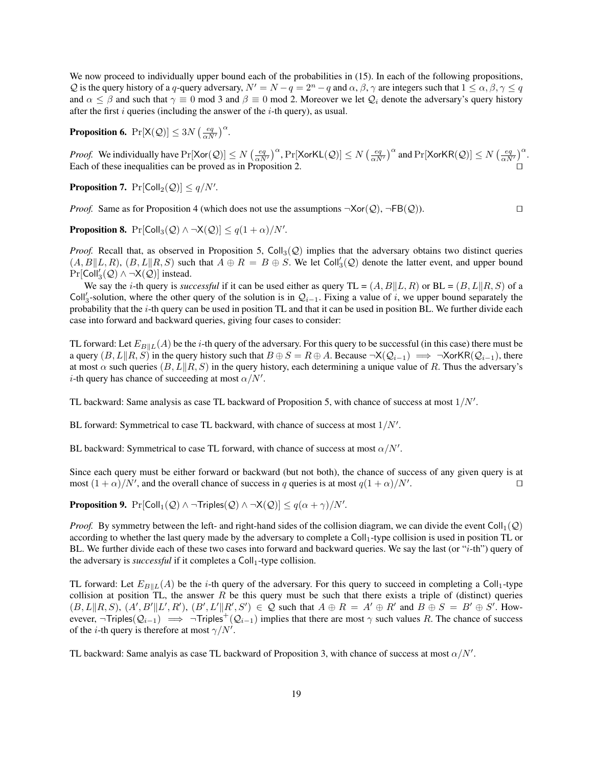We now proceed to individually upper bound each of the probabilities in (15). In each of the following propositions, $\mathcal{Q}$ is the query history of a $q$-query adversary, $N' = N - q = 2^n - q$ and $\alpha, \beta, \gamma$ are integers such that $1 \leq \alpha, \beta, \gamma \leq q$ and $\alpha \leq \beta$ and such that $\gamma \equiv 0 \bmod 3$ and $\beta \equiv 0 \bmod 2$. Moreover we let $\mathcal{Q}_i$ denote the adversary's query history after the first $i$ queries (including the answer of the $i$-th query), as usual.

**Proposition 6.** $\Pr[\mathsf{X}(\mathcal{Q})] \leq 3N\left(\frac{eq}{\alpha N'}\right)^{\alpha}$.

*Proof.* We individually have $\Pr[\mathsf{Xor}(\mathcal{Q})] \leq N\left(\frac{eq}{\alpha N'}\right)^{\alpha}$, $\Pr[\mathsf{XorKL}(\mathcal{Q})] \leq N\left(\frac{eq}{\alpha N'}\right)^{\alpha}$ and $\Pr[\mathsf{XorKR}(\mathcal{Q})] \leq N\left(\frac{eq}{\alpha N'}\right)^{\alpha}$. Each of these inequalities can be proved as in Proposition 2. $\square$

**Proposition 7.** $\Pr[\mathsf{Coll}_2(\mathcal{Q})] \leq q/N'$.

*Proof.* Same as for Proposition 4 (which does not use the assumptions $\neg\mathsf{Xor}(\mathcal{Q})$, $\neg\mathsf{FB}(\mathcal{Q})$). $\square$

**Proposition 8.** $\Pr[\mathsf{Coll}_3(\mathcal{Q}) \wedge \neg\mathsf{X}(\mathcal{Q})] \leq q(1+\alpha)/N'$.

*Proof.* Recall that, as observed in Proposition 5, $\mathsf{Coll}_3(\mathcal{Q})$ implies that the adversary obtains two distinct queries $(A, B\|L, R)$, $(B, L\|R, S)$ such that $A \oplus R = B \oplus S$. We let $\mathsf{Coll}_3'(\mathcal{Q})$ denote the latter event, and upper bound $\Pr[\mathsf{Coll}_3'(\mathcal{Q}) \wedge \neg\mathsf{X}(\mathcal{Q})]$ instead.

We say the $i$-th query is *successful* if it can be used either as query TL = $(A, B\|L, R)$ or BL = $(B, L\|R, S)$ of a $\mathsf{Coll}_3'$-solution, where the other query of the solution is in $\mathcal{Q}_{i-1}$. Fixing a value of $i$, we upper bound separately the probability that the $i$-th query can be used in position TL and that it can be used in position BL. We further divide each case into forward and backward queries, giving four cases to consider:

TL forward: Let $E_{B\|L}(A)$ be the $i$-th query of the adversary. For this query to be successful (in this case) there must be a query $(B, L\|R, S)$ in the query history such that $B \oplus S = R \oplus A$. Because $\neg\mathsf{X}(\mathcal{Q}_{i-1}) \implies \neg\mathsf{XorKR}(\mathcal{Q}_{i-1})$, there at most $\alpha$ such queries $(B, L\|R, S)$ in the query history, each determining a unique value of $R$. Thus the adversary's $i$-th query has chance of succeeding at most $\alpha/N'$.

TL backward: Same analysis as case TL backward of Proposition 5, with chance of success at most $1/N'$.

BL forward: Symmetrical to case TL backward, with chance of success at most $1/N'$.

BL backward: Symmetrical to case TL forward, with chance of success at most $\alpha/N'$.

Since each query must be either forward or backward (but not both), the chance of success of any given query is at most $(1+\alpha)/N'$, and the overall chance of success in $q$ queries is at most $q(1+\alpha)/N'$. $\square$

**Proposition 9.** $\Pr[\mathsf{Coll}_1(\mathcal{Q}) \wedge \neg\mathsf{Triples}(\mathcal{Q}) \wedge \neg\mathsf{X}(\mathcal{Q})] \leq q(\alpha+\gamma)/N'$.

*Proof.* By symmetry between the left- and right-hand sides of the collision diagram, we can divide the event $\mathsf{Coll}_1(\mathcal{Q})$ according to whether the last query made by the adversary to complete a $\mathsf{Coll}_1$-type collision is used in position TL or BL. We further divide each of these two cases into forward and backward queries. We say the last (or "$i$-th") query of the adversary is *successful* if it completes a $\mathsf{Coll}_1$-type collision.

TL forward: Let $E_{B\|L}(A)$ be the $i$-th query of the adversary. For this query to succeed in completing a $\mathsf{Coll}_1$-type collision at position TL, the answer $R$ be this query must be such that there exists a triple of (distinct) queries $(B, L\|R, S)$, $(A', B'\|L', R')$, $(B', L'\|R', S') \in \mathcal{Q}$ such that $A \oplus R = A' \oplus R'$ and $B \oplus S = B' \oplus S'$. However, $\neg\mathsf{Triples}(\mathcal{Q}_{i-1}) \implies \neg\mathsf{Triples}^{+}(\mathcal{Q}_{i-1})$ implies that there are most $\gamma$ such values $R$. The chance of success of the $i$-th query is therefore at most $\gamma/N'$.

TL backward: Same analyis as case TL backward of Proposition 3, with chance of success at most $\alpha/N'$.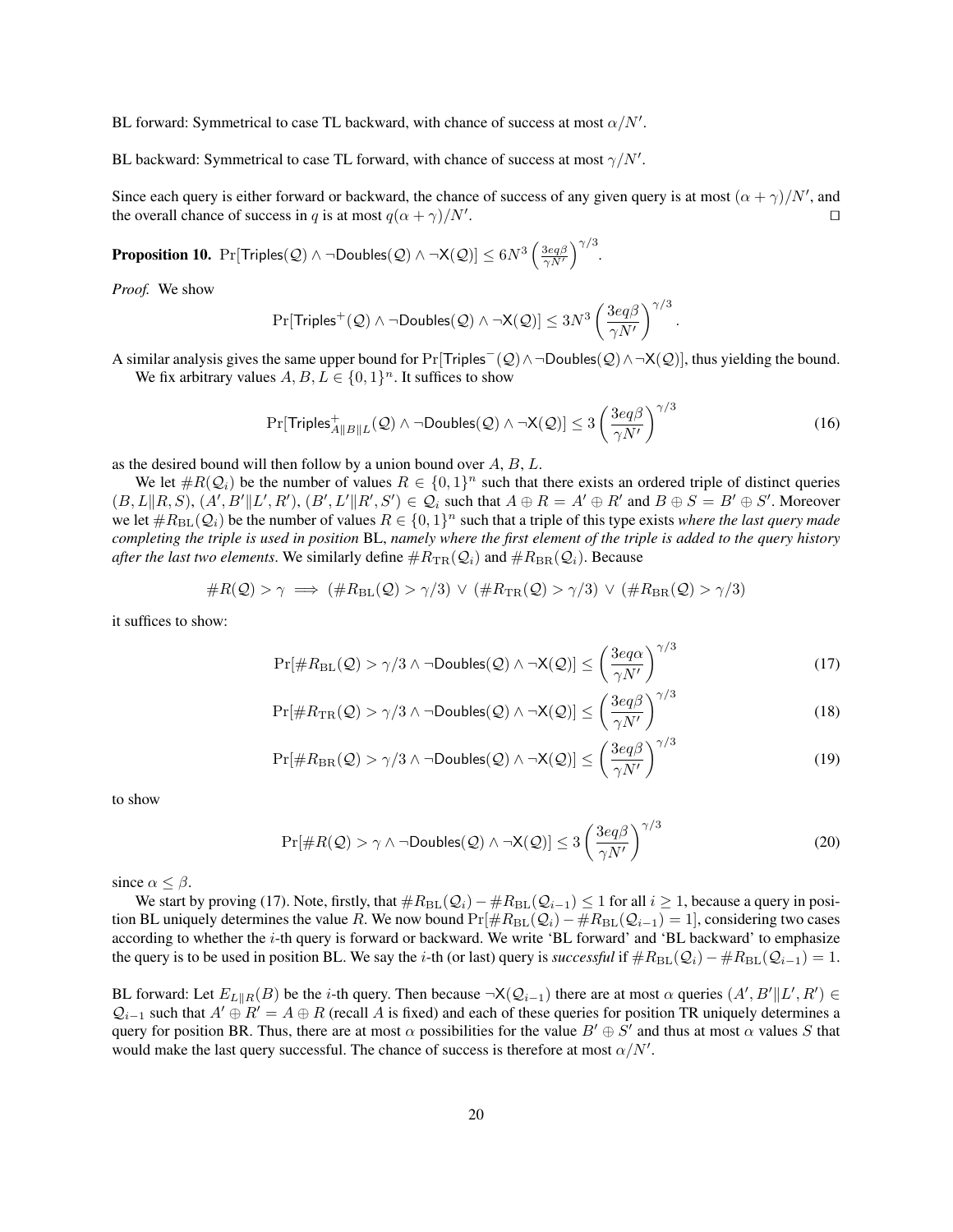BL forward: Symmetrical to case TL backward, with chance of success at most $\alpha/N'$.

BL backward: Symmetrical to case TL forward, with chance of success at most $\gamma/N'$.

Since each query is either forward or backward, the chance of success of any given query is at most $(\alpha+\gamma)/N'$, and the overall chance of success in $q$ is at most $q(\alpha+\gamma)/N'$. ◻

**Proposition 10.** $\Pr[\mathsf{Triples}(\mathcal{Q}) \wedge \neg\mathsf{Doubles}(\mathcal{Q}) \wedge \neg\mathsf{X}(\mathcal{Q})] \leq 6N^3 \left(\frac{3eq\beta}{\gamma N'}\right)^{\gamma/3}$.

*Proof.* We show

$$\Pr[\mathsf{Triples}^+(\mathcal{Q}) \wedge \neg\mathsf{Doubles}(\mathcal{Q}) \wedge \neg\mathsf{X}(\mathcal{Q})] \leq 3N^3 \left(\frac{3eq\beta}{\gamma N'}\right)^{\gamma/3}.$$

A similar analysis gives the same upper bound for $\Pr[\mathsf{Triples}^-(\mathcal{Q}) \wedge \neg\mathsf{Doubles}(\mathcal{Q}) \wedge \neg\mathsf{X}(\mathcal{Q})]$, thus yielding the bound.

We fix arbitrary values $A, B, L \in \{0,1\}^n$. It suffices to show

$$\Pr[\mathsf{Triples}^+_{A\|B\|L}(\mathcal{Q}) \wedge \neg\mathsf{Doubles}(\mathcal{Q}) \wedge \neg\mathsf{X}(\mathcal{Q})] \leq 3\left(\frac{3eq\beta}{\gamma N'}\right)^{\gamma/3} \tag{16}$$

as the desired bound will then follow by a union bound over $A$, $B$, $L$.

We let $\#R(\mathcal{Q}_i)$ be the number of values $R \in \{0,1\}^n$ such that there exists an ordered triple of distinct queries $(B, L\|R, S)$, $(A', B'\|L', R')$, $(B', L'\|R', S') \in \mathcal{Q}_i$ such that $A \oplus R = A' \oplus R'$ and $B \oplus S = B' \oplus S'$. Moreover we let $\#R_{\mathrm{BL}}(\mathcal{Q}_i)$ be the number of values $R \in \{0,1\}^n$ such that a triple of this type exists *where the last query made completing the triple is used in position* BL, *namely where the first element of the triple is added to the query history after the last two elements*. We similarly define $\#R_{\mathrm{TR}}(\mathcal{Q}_i)$ and $\#R_{\mathrm{BR}}(\mathcal{Q}_i)$. Because

$$\#R(\mathcal{Q}) > \gamma \implies (\#R_{\mathrm{BL}}(\mathcal{Q}) > \gamma/3) \vee (\#R_{\mathrm{TR}}(\mathcal{Q}) > \gamma/3) \vee (\#R_{\mathrm{BR}}(\mathcal{Q}) > \gamma/3)$$

it suffices to show:

$$\Pr[\#R_{\mathrm{BL}}(\mathcal{Q}) > \gamma/3 \wedge \neg\mathsf{Doubles}(\mathcal{Q}) \wedge \neg\mathsf{X}(\mathcal{Q})] \leq \left(\frac{3eq\alpha}{\gamma N'}\right)^{\gamma/3} \tag{17}$$

$$\Pr[\#R_{\mathrm{TR}}(\mathcal{Q}) > \gamma/3 \wedge \neg\mathsf{Doubles}(\mathcal{Q}) \wedge \neg\mathsf{X}(\mathcal{Q})] \leq \left(\frac{3eq\beta}{\gamma N'}\right)^{\gamma/3} \tag{18}$$

$$\Pr[\#R_{\mathrm{BR}}(\mathcal{Q}) > \gamma/3 \wedge \neg\mathsf{Doubles}(\mathcal{Q}) \wedge \neg\mathsf{X}(\mathcal{Q})] \leq \left(\frac{3eq\beta}{\gamma N'}\right)^{\gamma/3} \tag{19}$$

to show

$$\Pr[\#R(\mathcal{Q}) > \gamma \wedge \neg\mathsf{Doubles}(\mathcal{Q}) \wedge \neg\mathsf{X}(\mathcal{Q})] \leq 3\left(\frac{3eq\beta}{\gamma N'}\right)^{\gamma/3} \tag{20}$$

since $\alpha \leq \beta$.

We start by proving (17). Note, firstly, that $\#R_{\mathrm{BL}}(\mathcal{Q}_i) - \#R_{\mathrm{BL}}(\mathcal{Q}_{i-1}) \leq 1$ for all $i \geq 1$, because a query in position BL uniquely determines the value $R$. We now bound $\Pr[\#R_{\mathrm{BL}}(\mathcal{Q}_i) - \#R_{\mathrm{BL}}(\mathcal{Q}_{i-1}) = 1]$, considering two cases according to whether the $i$-th query is forward or backward. We write 'BL forward' and 'BL backward' to emphasize the query is to be used in position BL. We say the $i$-th (or last) query is *successful* if $\#R_{\mathrm{BL}}(\mathcal{Q}_i) - \#R_{\mathrm{BL}}(\mathcal{Q}_{i-1}) = 1$.

BL forward: Let $E_{L\|R}(B)$ be the $i$-th query. Then because $\neg\mathsf{X}(\mathcal{Q}_{i-1})$ there are at most $\alpha$ queries $(A', B'\|L', R') \in \mathcal{Q}_{i-1}$ such that $A' \oplus R' = A \oplus R$ (recall $A$ is fixed) and each of these queries for position TR uniquely determines a query for position BR. Thus, there are at most $\alpha$ possibilities for the value $B' \oplus S'$ and thus at most $\alpha$ values $S$ that would make the last query successful. The chance of success is therefore at most $\alpha/N'$.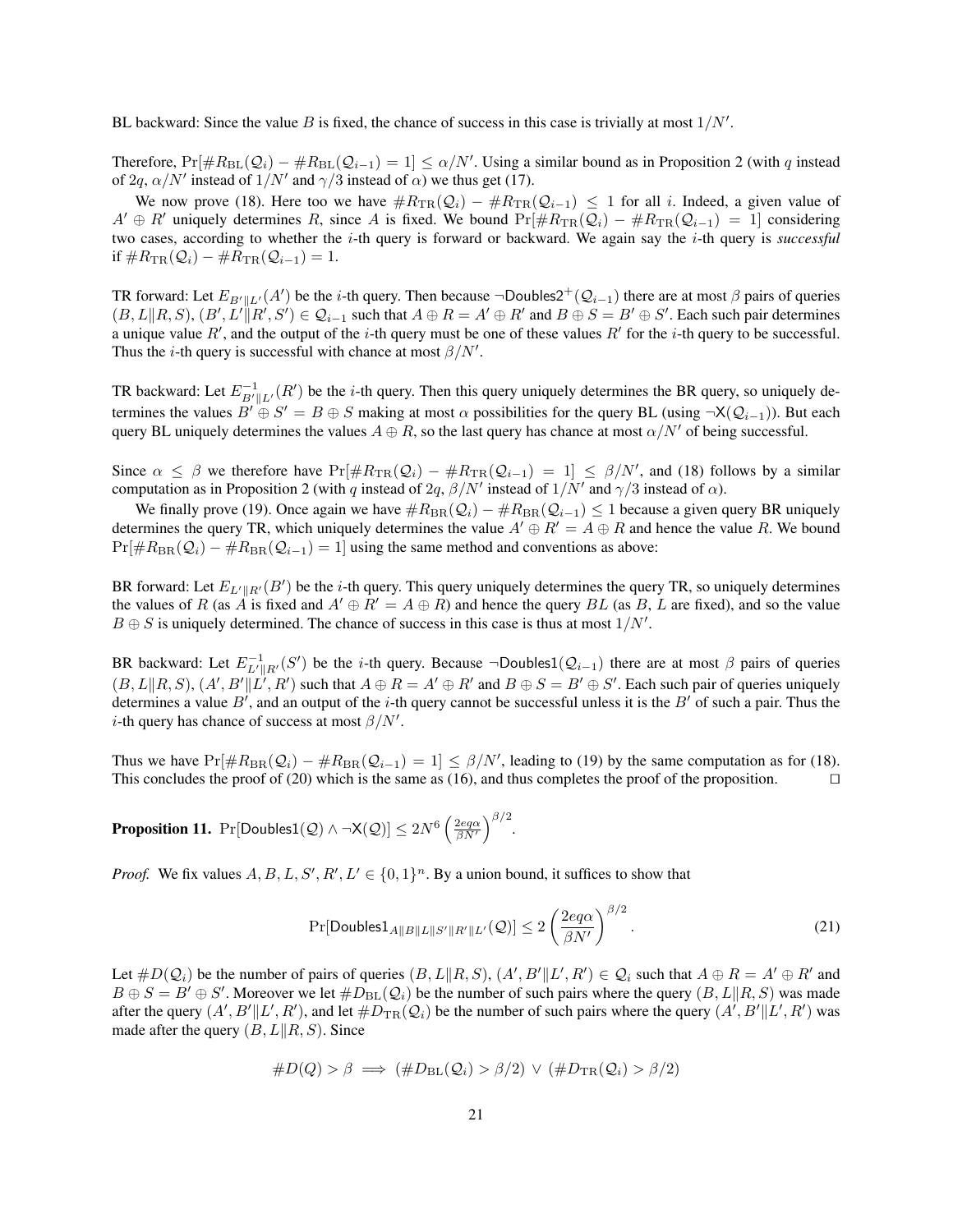BL backward: Since the value $B$ is fixed, the chance of success in this case is trivially at most $1/N'$.

Therefore, $\Pr[\#R_{\mathrm{BL}}(\mathcal{Q}_i) - \#R_{\mathrm{BL}}(\mathcal{Q}_{i-1}) = 1] \leq \alpha/N'$. Using a similar bound as in Proposition 2 (with $q$ instead of $2q$, $\alpha/N'$ instead of $1/N'$ and $\gamma/3$ instead of $\alpha$) we thus get (17).

We now prove (18). Here too we have $\#R_{\mathrm{TR}}(\mathcal{Q}_i) - \#R_{\mathrm{TR}}(\mathcal{Q}_{i-1}) \leq 1$ for all $i$. Indeed, a given value of $A' \oplus R'$ uniquely determines $R$, since $A$ is fixed. We bound $\Pr[\#R_{\mathrm{TR}}(\mathcal{Q}_i) - \#R_{\mathrm{TR}}(\mathcal{Q}_{i-1}) = 1]$ considering two cases, according to whether the $i$-th query is forward or backward. We again say the $i$-th query is *successful* if $\#R_{\mathrm{TR}}(\mathcal{Q}_i) - \#R_{\mathrm{TR}}(\mathcal{Q}_{i-1}) = 1$.

TR forward: Let $E_{B'\|L'}(A')$ be the $i$-th query. Then because $\neg\mathsf{Doubles2}^{+}(\mathcal{Q}_{i-1})$ there are at most $\beta$ pairs of queries $(B, L\|R, S)$, $(B', L'\|R', S') \in \mathcal{Q}_{i-1}$ such that $A \oplus R = A' \oplus R'$ and $B \oplus S = B' \oplus S'$. Each such pair determines a unique value $R'$, and the output of the $i$-th query must be one of these values $R'$ for the $i$-th query to be successful. Thus the $i$-th query is successful with chance at most $\beta/N'$.

TR backward: Let $E^{-1}_{B'\|L'}(R')$ be the $i$-th query. Then this query uniquely determines the BR query, so uniquely determines the values $B' \oplus S' = B \oplus S$ making at most $\alpha$ possibilities for the query BL (using $\neg\mathsf{X}(\mathcal{Q}_{i-1})$). But each query BL uniquely determines the values $A \oplus R$, so the last query has chance at most $\alpha/N'$ of being successful.

Since $\alpha \leq \beta$ we therefore have $\Pr[\#R_{\mathrm{TR}}(\mathcal{Q}_i) - \#R_{\mathrm{TR}}(\mathcal{Q}_{i-1}) = 1] \leq \beta/N'$, and (18) follows by a similar computation as in Proposition 2 (with $q$ instead of $2q$, $\beta/N'$ instead of $1/N'$ and $\gamma/3$ instead of $\alpha$).

We finally prove (19). Once again we have $\#R_{\mathrm{BR}}(\mathcal{Q}_i) - \#R_{\mathrm{BR}}(\mathcal{Q}_{i-1}) \leq 1$ because a given query BR uniquely determines the query TR, which uniquely determines the value $A' \oplus R' = A \oplus R$ and hence the value $R$. We bound $\Pr[\#R_{\mathrm{BR}}(\mathcal{Q}_i) - \#R_{\mathrm{BR}}(\mathcal{Q}_{i-1}) = 1]$ using the same method and conventions as above:

BR forward: Let $E_{L'\|R'}(B')$ be the $i$-th query. This query uniquely determines the query TR, so uniquely determines the values of $R$ (as $A$ is fixed and $A' \oplus R' = A \oplus R$) and hence the query $BL$ (as $B$, $L$ are fixed), and so the value $B \oplus S$ is uniquely determined. The chance of success in this case is thus at most $1/N'$.

BR backward: Let $E^{-1}_{L'\|R'}(S')$ be the $i$-th query. Because $\neg\mathsf{Doubles1}(\mathcal{Q}_{i-1})$ there are at most $\beta$ pairs of queries $(B, L\|R, S)$, $(A', B'\|L', R')$ such that $A \oplus R = A' \oplus R'$ and $B \oplus S = B' \oplus S'$. Each such pair of queries uniquely determines a value $B'$, and an output of the $i$-th query cannot be successful unless it is the $B'$ of such a pair. Thus the $i$-th query has chance of success at most $\beta/N'$.

Thus we have $\Pr[\#R_{\mathrm{BR}}(\mathcal{Q}_i) - \#R_{\mathrm{BR}}(\mathcal{Q}_{i-1}) = 1] \leq \beta/N'$, leading to (19) by the same computation as for (18). This concludes the proof of (20) which is the same as (16), and thus completes the proof of the proposition. $\square$

**Proposition 11.** $\Pr[\mathsf{Doubles1}(\mathcal{Q}) \wedge \neg\mathsf{X}(\mathcal{Q})] \leq 2N^6 \left(\frac{2eq\alpha}{\beta N'}\right)^{\beta/2}$.

*Proof.* We fix values $A, B, L, S', R', L' \in \{0,1\}^n$. By a union bound, it suffices to show that

$$\Pr[\mathsf{Doubles1}_{A\|B\|L\|S'\|R'\|L'}(\mathcal{Q})] \leq 2\left(\frac{2eq\alpha}{\beta N'}\right)^{\beta/2}. \tag{21}$$

Let $\#D(\mathcal{Q}_i)$ be the number of pairs of queries $(B, L\|R, S)$, $(A', B'\|L', R') \in \mathcal{Q}_i$ such that $A \oplus R = A' \oplus R'$ and $B \oplus S = B' \oplus S'$. Moreover we let $\#D_{\mathrm{BL}}(\mathcal{Q}_i)$ be the number of such pairs where the query $(B, L\|R, S)$ was made after the query $(A', B'\|L', R')$, and let $\#D_{\mathrm{TR}}(\mathcal{Q}_i)$ be the number of such pairs where the query $(A', B'\|L', R')$ was made after the query $(B, L\|R, S)$. Since

$$\#D(Q) > \beta \implies (\#D_{\mathrm{BL}}(\mathcal{Q}_i) > \beta/2) \vee (\#D_{\mathrm{TR}}(\mathcal{Q}_i) > \beta/2)$$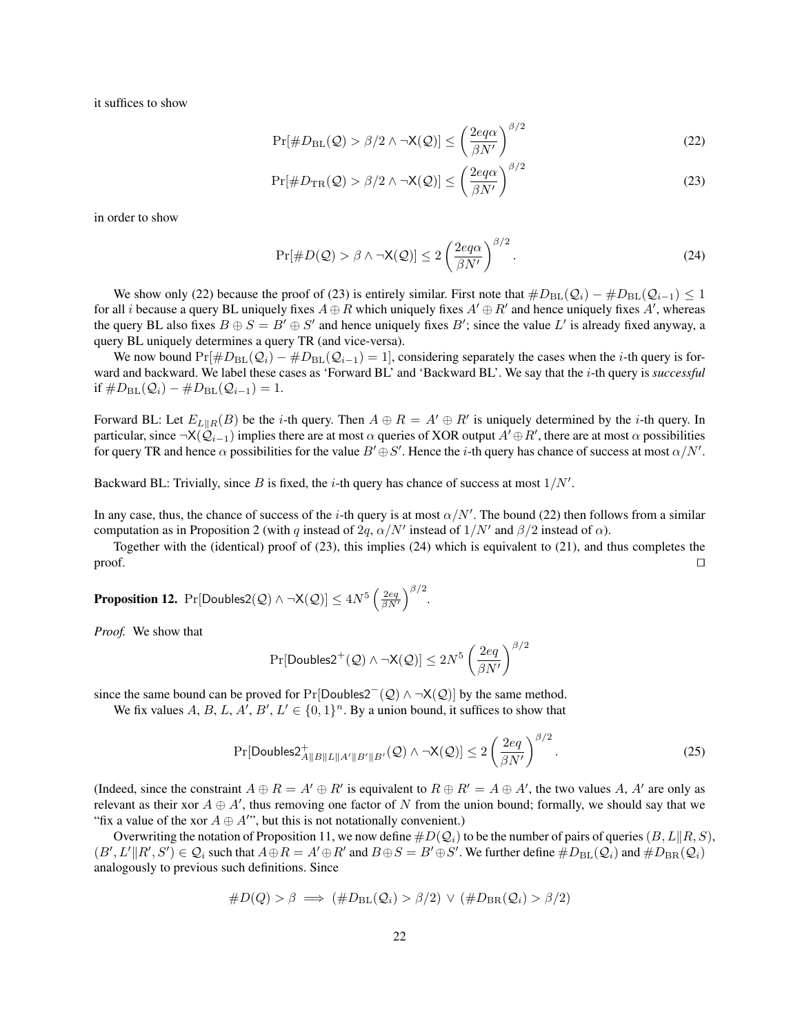it suffices to show

$$\Pr[\#D_{\mathrm{BL}}(\mathcal{Q}) > \beta/2 \wedge \neg\mathsf{X}(\mathcal{Q})] \le \left(\frac{2eq\alpha}{\beta N'}\right)^{\beta/2} \tag{22}$$

$$\Pr[\#D_{\mathrm{TR}}(\mathcal{Q}) > \beta/2 \wedge \neg\mathsf{X}(\mathcal{Q})] \le \left(\frac{2eq\alpha}{\beta N'}\right)^{\beta/2} \tag{23}$$

in order to show

$$\Pr[\#D(\mathcal{Q}) > \beta \wedge \neg\mathsf{X}(\mathcal{Q})] \le 2\left(\frac{2eq\alpha}{\beta N'}\right)^{\beta/2}. \tag{24}$$

We show only (22) because the proof of (23) is entirely similar. First note that $\#D_{\mathrm{BL}}(\mathcal{Q}_i) - \#D_{\mathrm{BL}}(\mathcal{Q}_{i-1}) \le 1$ for all $i$ because a query BL uniquely fixes $A \oplus R$ which uniquely fixes $A' \oplus R'$ and hence uniquely fixes $A'$, whereas the query BL also fixes $B \oplus S = B' \oplus S'$ and hence uniquely fixes $B'$; since the value $L'$ is already fixed anyway, a query BL uniquely determines a query TR (and vice-versa).

We now bound $\Pr[\#D_{\mathrm{BL}}(\mathcal{Q}_i) - \#D_{\mathrm{BL}}(\mathcal{Q}_{i-1}) = 1]$, considering separately the cases when the $i$-th query is forward and backward. We label these cases as 'Forward BL' and 'Backward BL'. We say that the $i$-th query is *successful* if $\#D_{\mathrm{BL}}(\mathcal{Q}_i) - \#D_{\mathrm{BL}}(\mathcal{Q}_{i-1}) = 1$.

Forward BL: Let $E_{L\|R}(B)$ be the $i$-th query. Then $A \oplus R = A' \oplus R'$ is uniquely determined by the $i$-th query. In particular, since $\neg\mathsf{X}(\mathcal{Q}_{i-1})$ implies there are at most $\alpha$ queries of XOR output $A' \oplus R'$, there are at most $\alpha$ possibilities for query TR and hence $\alpha$ possibilities for the value $B' \oplus S'$. Hence the $i$-th query has chance of success at most $\alpha/N'$.

Backward BL: Trivially, since $B$ is fixed, the $i$-th query has chance of success at most $1/N'$.

In any case, thus, the chance of success of the $i$-th query is at most $\alpha/N'$. The bound (22) then follows from a similar computation as in Proposition 2 (with $q$ instead of $2q$, $\alpha/N'$ instead of $1/N'$ and $\beta/2$ instead of $\alpha$).

Together with the (identical) proof of (23), this implies (24) which is equivalent to (21), and thus completes the proof. □

**Proposition 12.** $\Pr[\mathsf{Doubles2}(\mathcal{Q}) \wedge \neg\mathsf{X}(\mathcal{Q})] \le 4N^5 \left(\frac{2eq}{\beta N'}\right)^{\beta/2}$.

*Proof.* We show that

$$\Pr[\mathsf{Doubles2}^+(\mathcal{Q}) \wedge \neg\mathsf{X}(\mathcal{Q})] \le 2N^5 \left(\frac{2eq}{\beta N'}\right)^{\beta/2}$$

since the same bound can be proved for $\Pr[\mathsf{Doubles2}^-(\mathcal{Q}) \wedge \neg\mathsf{X}(\mathcal{Q})]$ by the same method.

We fix values $A$, $B$, $L$, $A'$, $B'$, $L' \in \{0,1\}^n$. By a union bound, it suffices to show that

$$\Pr[\mathsf{Doubles2}^+_{A\|B\|L\|A'\|B'\|B'}(\mathcal{Q}) \wedge \neg\mathsf{X}(\mathcal{Q})] \le 2\left(\frac{2eq}{\beta N'}\right)^{\beta/2}. \tag{25}$$

(Indeed, since the constraint $A \oplus R = A' \oplus R'$ is equivalent to $R \oplus R' = A \oplus A'$, the two values $A$, $A'$ are only as relevant as their xor $A \oplus A'$, thus removing one factor of $N$ from the union bound; formally, we should say that we "fix a value of the xor $A \oplus A'$", but this is not notationally convenient.)

Overwriting the notation of Proposition 11, we now define $\#D(\mathcal{Q}_i)$ to be the number of pairs of queries $(B, L\|R, S)$, $(B', L'\|R', S') \in \mathcal{Q}_i$ such that $A \oplus R = A' \oplus R'$ and $B \oplus S = B' \oplus S'$. We further define $\#D_{\mathrm{BL}}(\mathcal{Q}_i)$ and $\#D_{\mathrm{BR}}(\mathcal{Q}_i)$ analogously to previous such definitions. Since

$$\#D(Q) > \beta \implies (\#D_{\mathrm{BL}}(\mathcal{Q}_i) > \beta/2) \vee (\#D_{\mathrm{BR}}(\mathcal{Q}_i) > \beta/2)$$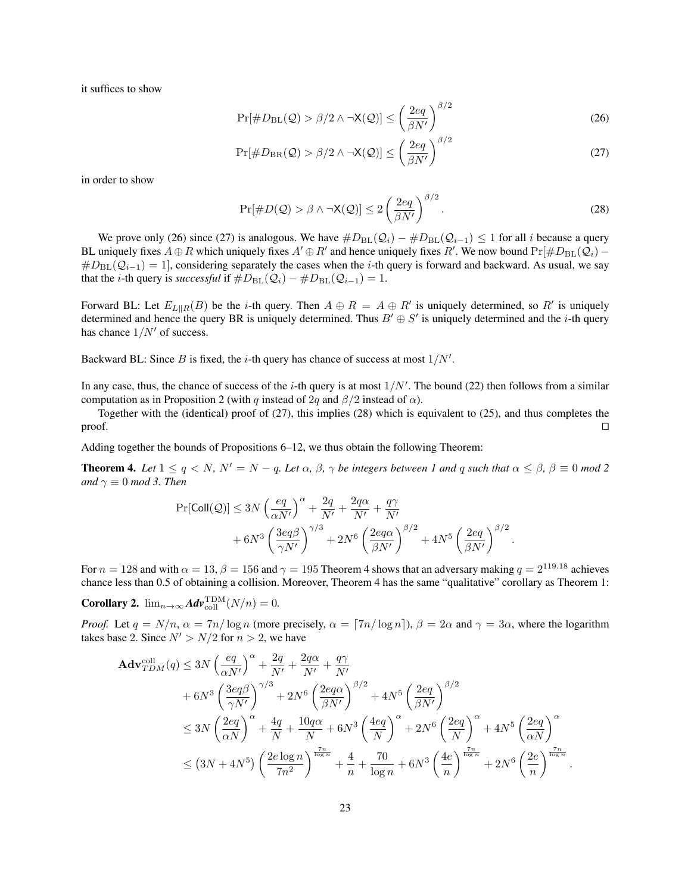it suffices to show

$$\Pr[\#D_{\mathrm{BL}}(\mathcal{Q}) > \beta/2 \wedge \neg \mathsf{X}(\mathcal{Q})] \leq \left(\frac{2eq}{\beta N'}\right)^{\beta/2} \tag{26}$$

$$\Pr[\#D_{\mathrm{BR}}(\mathcal{Q}) > \beta/2 \wedge \neg \mathsf{X}(\mathcal{Q})] \leq \left(\frac{2eq}{\beta N'}\right)^{\beta/2} \tag{27}$$

in order to show

$$\Pr[\#D(\mathcal{Q}) > \beta \wedge \neg \mathsf{X}(\mathcal{Q})] \leq 2\left(\frac{2eq}{\beta N'}\right)^{\beta/2}. \tag{28}$$

We prove only (26) since (27) is analogous. We have $\#D_{\mathrm{BL}}(\mathcal{Q}_i) - \#D_{\mathrm{BL}}(\mathcal{Q}_{i-1}) \leq 1$ for all $i$ because a query BL uniquely fixes $A \oplus R$ which uniquely fixes $A' \oplus R'$ and hence uniquely fixes $R'$. We now bound $\Pr[\#D_{\mathrm{BL}}(\mathcal{Q}_i) - \#D_{\mathrm{BL}}(\mathcal{Q}_{i-1}) = 1]$, considering separately the cases when the $i$-th query is forward and backward. As usual, we say that the $i$-th query is *successful* if $\#D_{\mathrm{BL}}(\mathcal{Q}_i) - \#D_{\mathrm{BL}}(\mathcal{Q}_{i-1}) = 1$.

Forward BL: Let $E_{L\|R}(B)$ be the $i$-th query. Then $A \oplus R = A \oplus R'$ is uniquely determined, so $R'$ is uniquely determined and hence the query BR is uniquely determined. Thus $B' \oplus S'$ is uniquely determined and the $i$-th query has chance $1/N'$ of success.

Backward BL: Since $B$ is fixed, the $i$-th query has chance of success at most $1/N'$.

In any case, thus, the chance of success of the $i$-th query is at most $1/N'$. The bound (22) then follows from a similar computation as in Proposition 2 (with $q$ instead of $2q$ and $\beta/2$ instead of $\alpha$).

Together with the (identical) proof of (27), this implies (28) which is equivalent to (25), and thus completes the proof. ◻

Adding together the bounds of Propositions 6–12, we thus obtain the following Theorem:

**Theorem 4.** *Let $1 \leq q < N$, $N' = N - q$. Let $\alpha$, $\beta$, $\gamma$ be integers between 1 and $q$ such that $\alpha \leq \beta$, $\beta \equiv 0$ mod 2 and $\gamma \equiv 0$ mod 3. Then*

$$\begin{aligned}\Pr[\mathsf{Coll}(\mathcal{Q})] \leq\ & 3N\left(\frac{eq}{\alpha N'}\right)^{\alpha} + \frac{2q}{N'} + \frac{2q\alpha}{N'} + \frac{q\gamma}{N'} \\ & + 6N^3\left(\frac{3eq\beta}{\gamma N'}\right)^{\gamma/3} + 2N^6\left(\frac{2eq\alpha}{\beta N'}\right)^{\beta/2} + 4N^5\left(\frac{2eq}{\beta N'}\right)^{\beta/2}.\end{aligned}$$

For $n = 128$ and with $\alpha = 13$, $\beta = 156$ and $\gamma = 195$ Theorem 4 shows that an adversary making $q = 2^{119.18}$ achieves chance less than 0.5 of obtaining a collision. Moreover, Theorem 4 has the same "qualitative" corollary as Theorem 1:

**Corollary 2.** $\lim_{n\to\infty} \boldsymbol{Adv}^{\mathrm{TDM}}_{\mathrm{coll}}(N/n) = 0$.

*Proof.* Let $q = N/n$, $\alpha = 7n/\log n$ (more precisely, $\alpha = \lceil 7n/\log n \rceil$), $\beta = 2\alpha$ and $\gamma = 3\alpha$, where the logarithm takes base 2. Since $N' > N/2$ for $n > 2$, we have

$$\begin{aligned}\mathbf{Adv}^{\mathrm{coll}}_{TDM}(q) &\leq 3N\left(\frac{eq}{\alpha N'}\right)^{\alpha} + \frac{2q}{N'} + \frac{2q\alpha}{N'} + \frac{q\gamma}{N'} \\ &\quad + 6N^3\left(\frac{3eq\beta}{\gamma N'}\right)^{\gamma/3} + 2N^6\left(\frac{2eq\alpha}{\beta N'}\right)^{\beta/2} + 4N^5\left(\frac{2eq}{\beta N'}\right)^{\beta/2} \\ &\leq 3N\left(\frac{2eq}{\alpha N}\right)^{\alpha} + \frac{4q}{N} + \frac{10q\alpha}{N} + 6N^3\left(\frac{4eq}{N}\right)^{\alpha} + 2N^6\left(\frac{2eq}{N}\right)^{\alpha} + 4N^5\left(\frac{2eq}{\alpha N}\right)^{\alpha} \\ &\leq \left(3N + 4N^5\right)\left(\frac{2e\log n}{7n^2}\right)^{\frac{7n}{\log n}} + \frac{4}{n} + \frac{70}{\log n} + 6N^3\left(\frac{4e}{n}\right)^{\frac{7n}{\log n}} + 2N^6\left(\frac{2e}{n}\right)^{\frac{7n}{\log n}}.\end{aligned}$$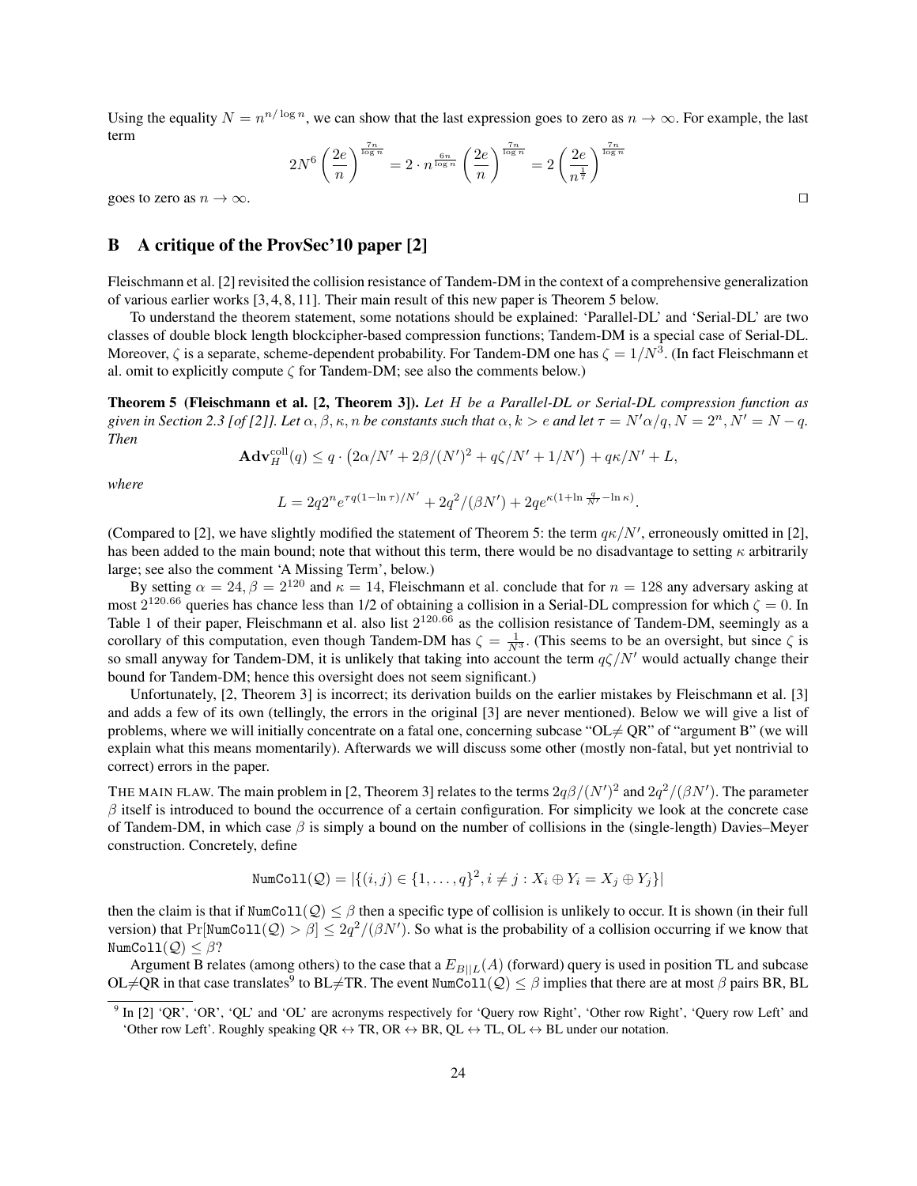Using the equality $N = n^{n/\log n}$, we can show that the last expression goes to zero as $n \to \infty$. For example, the last term

$$2N^6 \left(\frac{2e}{n}\right)^{\frac{7n}{\log n}} = 2 \cdot n^{\frac{6n}{\log n}} \left(\frac{2e}{n}\right)^{\frac{7n}{\log n}} = 2\left(\frac{2e}{n^{\frac{1}{7}}}\right)^{\frac{7n}{\log n}}$$

goes to zero as $n \to \infty$. □

## B A critique of the ProvSec'10 paper [2]

Fleischmann et al. [2] revisited the collision resistance of Tandem-DM in the context of a comprehensive generalization of various earlier works [3, 4, 8, 11]. Their main result of this new paper is Theorem 5 below.

To understand the theorem statement, some notations should be explained: 'Parallel-DL' and 'Serial-DL' are two classes of double block length blockcipher-based compression functions; Tandem-DM is a special case of Serial-DL. Moreover, $\zeta$ is a separate, scheme-dependent probability. For Tandem-DM one has $\zeta = 1/N^3$. (In fact Fleischmann et al. omit to explicitly compute $\zeta$ for Tandem-DM; see also the comments below.)

**Theorem 5 (Fleischmann et al. [2, Theorem 3]).** *Let $H$ be a Parallel-DL or Serial-DL compression function as given in Section 2.3 [of [2]]. Let $\alpha, \beta, \kappa, n$ be constants such that $\alpha, k > e$ and let $\tau = N'\alpha/q, N = 2^n, N' = N - q$. Then*

$$\mathbf{Adv}_H^{\mathrm{coll}}(q) \leq q \cdot \left(2\alpha/N' + 2\beta/(N')^2 + q\zeta/N' + 1/N'\right) + q\kappa/N' + L,$$

*where*

$$L = 2q2^n e^{\tau q(1-\ln \tau)/N'} + 2q^2/(\beta N') + 2qe^{\kappa(1+\ln \frac{q}{N'} - \ln \kappa)}.$$

(Compared to [2], we have slightly modified the statement of Theorem 5: the term $q\kappa/N'$, erroneously omitted in [2], has been added to the main bound; note that without this term, there would be no disadvantage to setting $\kappa$ arbitrarily large; see also the comment 'A Missing Term', below.)

By setting $\alpha = 24, \beta = 2^{120}$ and $\kappa = 14$, Fleischmann et al. conclude that for $n = 128$ any adversary asking at most $2^{120.66}$ queries has chance less than 1/2 of obtaining a collision in a Serial-DL compression for which $\zeta = 0$. In Table 1 of their paper, Fleischmann et al. also list $2^{120.66}$ as the collision resistance of Tandem-DM, seemingly as a corollary of this computation, even though Tandem-DM has $\zeta = \frac{1}{N^3}$. (This seems to be an oversight, but since $\zeta$ is so small anyway for Tandem-DM, it is unlikely that taking into account the term $q\zeta/N'$ would actually change their bound for Tandem-DM; hence this oversight does not seem significant.)

Unfortunately, [2, Theorem 3] is incorrect; its derivation builds on the earlier mistakes by Fleischmann et al. [3] and adds a few of its own (tellingly, the errors in the original [3] are never mentioned). Below we will give a list of problems, where we will initially concentrate on a fatal one, concerning subcase "OL≠ QR" of "argument B" (we will explain what this means momentarily). Afterwards we will discuss some other (mostly non-fatal, but yet nontrivial to correct) errors in the paper.

THE MAIN FLAW. The main problem in [2, Theorem 3] relates to the terms $2q\beta/(N')^2$ and $2q^2/(\beta N')$. The parameter $\beta$ itself is introduced to bound the occurrence of a certain configuration. For simplicity we look at the concrete case of Tandem-DM, in which case $\beta$ is simply a bound on the number of collisions in the (single-length) Davies–Meyer construction. Concretely, define

$$\texttt{NumColl}(\mathcal{Q}) = |\{(i,j) \in \{1,\ldots,q\}^2, i \neq j : X_i \oplus Y_i = X_j \oplus Y_j\}|$$

then the claim is that if $\texttt{NumColl}(\mathcal{Q}) \leq \beta$ then a specific type of collision is unlikely to occur. It is shown (in their full version) that $\Pr[\texttt{NumColl}(\mathcal{Q}) > \beta] \leq 2q^2/(\beta N')$. So what is the probability of a collision occurring if we know that $\texttt{NumColl}(\mathcal{Q}) \leq \beta$?

Argument B relates (among others) to the case that a $E_{B||L}(A)$ (forward) query is used in position TL and subcase OL≠QR in that case translates[9] to BL≠TR. The event $\texttt{NumColl}(\mathcal{Q}) \leq \beta$ implies that there are at most $\beta$ pairs BR, BL

[9] In [2] 'QR', 'OR', 'QL' and 'OL' are acronyms respectively for 'Query row Right', 'Other row Right', 'Query row Left' and 'Other row Left'. Roughly speaking QR ↔ TR, OR ↔ BR, QL ↔ TL, OL ↔ BL under our notation.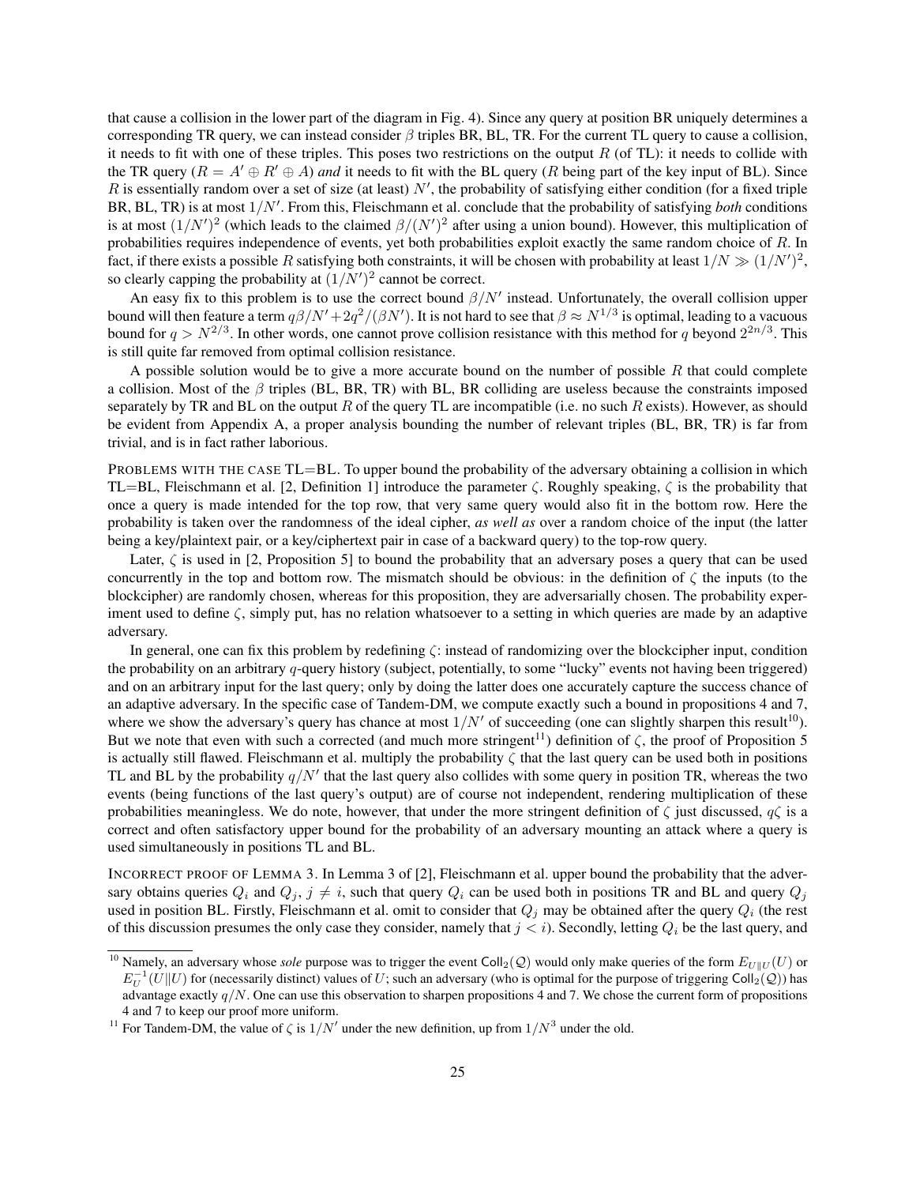that cause a collision in the lower part of the diagram in Fig. 4). Since any query at position BR uniquely determines a corresponding TR query, we can instead consider $\beta$ triples BR, BL, TR. For the current TL query to cause a collision, it needs to fit with one of these triples. This poses two restrictions on the output $R$ (of TL): it needs to collide with the TR query ($R = A' \oplus R' \oplus A$) *and* it needs to fit with the BL query ($R$ being part of the key input of BL). Since $R$ is essentially random over a set of size (at least) $N'$, the probability of satisfying either condition (for a fixed triple BR, BL, TR) is at most $1/N'$. From this, Fleischmann et al. conclude that the probability of satisfying *both* conditions is at most $(1/N')^2$ (which leads to the claimed $\beta/(N')^2$ after using a union bound). However, this multiplication of probabilities requires independence of events, yet both probabilities exploit exactly the same random choice of $R$. In fact, if there exists a possible $R$ satisfying both constraints, it will be chosen with probability at least $1/N \gg (1/N')^2$, so clearly capping the probability at $(1/N')^2$ cannot be correct.

An easy fix to this problem is to use the correct bound $\beta/N'$ instead. Unfortunately, the overall collision upper bound will then feature a term $q\beta/N' + 2q^2/(\beta N')$. It is not hard to see that $\beta \approx N^{1/3}$ is optimal, leading to a vacuous bound for $q > N^{2/3}$. In other words, one cannot prove collision resistance with this method for $q$ beyond $2^{2n/3}$. This is still quite far removed from optimal collision resistance.

A possible solution would be to give a more accurate bound on the number of possible $R$ that could complete a collision. Most of the $\beta$ triples (BL, BR, TR) with BL, BR colliding are useless because the constraints imposed separately by TR and BL on the output $R$ of the query TL are incompatible (i.e. no such $R$ exists). However, as should be evident from Appendix A, a proper analysis bounding the number of relevant triples (BL, BR, TR) is far from trivial, and is in fact rather laborious.

PROBLEMS WITH THE CASE TL=BL. To upper bound the probability of the adversary obtaining a collision in which TL=BL, Fleischmann et al. [2, Definition 1] introduce the parameter $\zeta$. Roughly speaking, $\zeta$ is the probability that once a query is made intended for the top row, that very same query would also fit in the bottom row. Here the probability is taken over the randomness of the ideal cipher, *as well as* over a random choice of the input (the latter being a key/plaintext pair, or a key/ciphertext pair in case of a backward query) to the top-row query.

Later, $\zeta$ is used in [2, Proposition 5] to bound the probability that an adversary poses a query that can be used concurrently in the top and bottom row. The mismatch should be obvious: in the definition of $\zeta$ the inputs (to the blockcipher) are randomly chosen, whereas for this proposition, they are adversarially chosen. The probability experiment used to define $\zeta$, simply put, has no relation whatsoever to a setting in which queries are made by an adaptive adversary.

In general, one can fix this problem by redefining $\zeta$: instead of randomizing over the blockcipher input, condition the probability on an arbitrary $q$-query history (subject, potentially, to some "lucky" events not having been triggered) and on an arbitrary input for the last query; only by doing the latter does one accurately capture the success chance of an adaptive adversary. In the specific case of Tandem-DM, we compute exactly such a bound in propositions 4 and 7, where we show the adversary's query has chance at most $1/N'$ of succeeding (one can slightly sharpen this result[10]). But we note that even with such a corrected (and much more stringent[11]) definition of $\zeta$, the proof of Proposition 5 is actually still flawed. Fleischmann et al. multiply the probability $\zeta$ that the last query can be used both in positions TL and BL by the probability $q/N'$ that the last query also collides with some query in position TR, whereas the two events (being functions of the last query's output) are of course not independent, rendering multiplication of these probabilities meaningless. We do note, however, that under the more stringent definition of $\zeta$ just discussed, $q\zeta$ is a correct and often satisfactory upper bound for the probability of an adversary mounting an attack where a query is used simultaneously in positions TL and BL.

INCORRECT PROOF OF LEMMA 3. In Lemma 3 of [2], Fleischmann et al. upper bound the probability that the adversary obtains queries $Q_i$ and $Q_j$, $j \neq i$, such that query $Q_i$ can be used both in positions TR and BL and query $Q_j$ used in position BL. Firstly, Fleischmann et al. omit to consider that $Q_j$ may be obtained after the query $Q_i$ (the rest of this discussion presumes the only case they consider, namely that $j < i$). Secondly, letting $Q_i$ be the last query, and

[10] Namely, an adversary whose *sole* purpose was to trigger the event $\mathsf{Coll}_2(\mathcal{Q})$ would only make queries of the form $E_{U\|U}(U)$ or $E^{-1}_U(U\|U)$ for (necessarily distinct) values of $U$; such an adversary (who is optimal for the purpose of triggering $\mathsf{Coll}_2(\mathcal{Q})$) has advantage exactly $q/N$. One can use this observation to sharpen propositions 4 and 7. We chose the current form of propositions 4 and 7 to keep our proof more uniform.

[11] For Tandem-DM, the value of $\zeta$ is $1/N'$ under the new definition, up from $1/N^3$ under the old.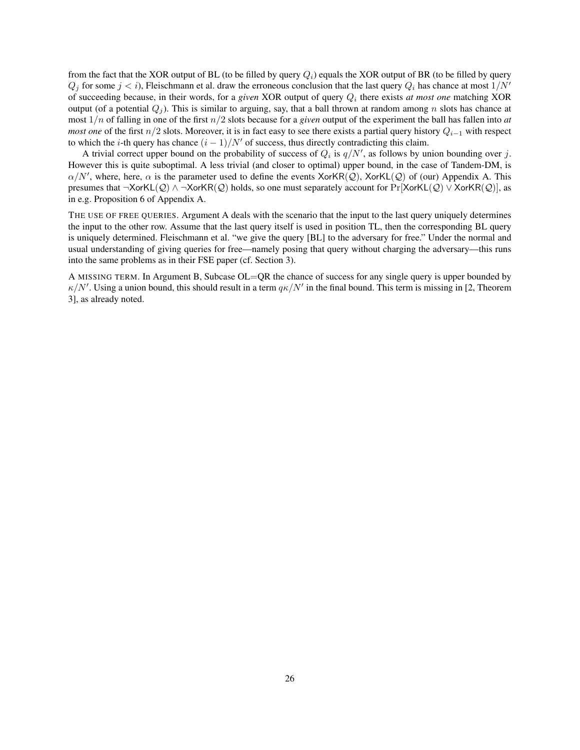from the fact that the XOR output of BL (to be filled by query $Q_i$) equals the XOR output of BR (to be filled by query $Q_j$ for some $j < i$), Fleischmann et al. draw the erroneous conclusion that the last query $Q_i$ has chance at most $1/N'$ of succeeding because, in their words, for a *given* XOR output of query $Q_i$ there exists *at most one* matching XOR output (of a potential $Q_j$). This is similar to arguing, say, that a ball thrown at random among $n$ slots has chance at most $1/n$ of falling in one of the first $n/2$ slots because for a *given* output of the experiment the ball has fallen into *at most one* of the first $n/2$ slots. Moreover, it is in fact easy to see there exists a partial query history $Q_{i-1}$ with respect to which the $i$-th query has chance $(i-1)/N'$ of success, thus directly contradicting this claim.

A trivial correct upper bound on the probability of success of $Q_i$ is $q/N'$, as follows by union bounding over $j$. However this is quite suboptimal. A less trivial (and closer to optimal) upper bound, in the case of Tandem-DM, is $\alpha/N'$, where, here, $\alpha$ is the parameter used to define the events $\mathsf{XorKR}(\mathcal{Q})$, $\mathsf{XorKL}(\mathcal{Q})$ of (our) Appendix A. This presumes that $\neg\mathsf{XorKL}(\mathcal{Q}) \wedge \neg\mathsf{XorKR}(\mathcal{Q})$ holds, so one must separately account for $\Pr[\mathsf{XorKL}(\mathcal{Q}) \vee \mathsf{XorKR}(\mathcal{Q})]$, as in e.g. Proposition 6 of Appendix A.

THE USE OF FREE QUERIES. Argument A deals with the scenario that the input to the last query uniquely determines the input to the other row. Assume that the last query itself is used in position TL, then the corresponding BL query is uniquely determined. Fleischmann et al. "we give the query [BL] to the adversary for free." Under the normal and usual understanding of giving queries for free—namely posing that query without charging the adversary—this runs into the same problems as in their FSE paper (cf. Section 3).

A MISSING TERM. In Argument B, Subcase OL=QR the chance of success for any single query is upper bounded by $\kappa/N'$. Using a union bound, this should result in a term $q\kappa/N'$ in the final bound. This term is missing in [2, Theorem 3], as already noted.